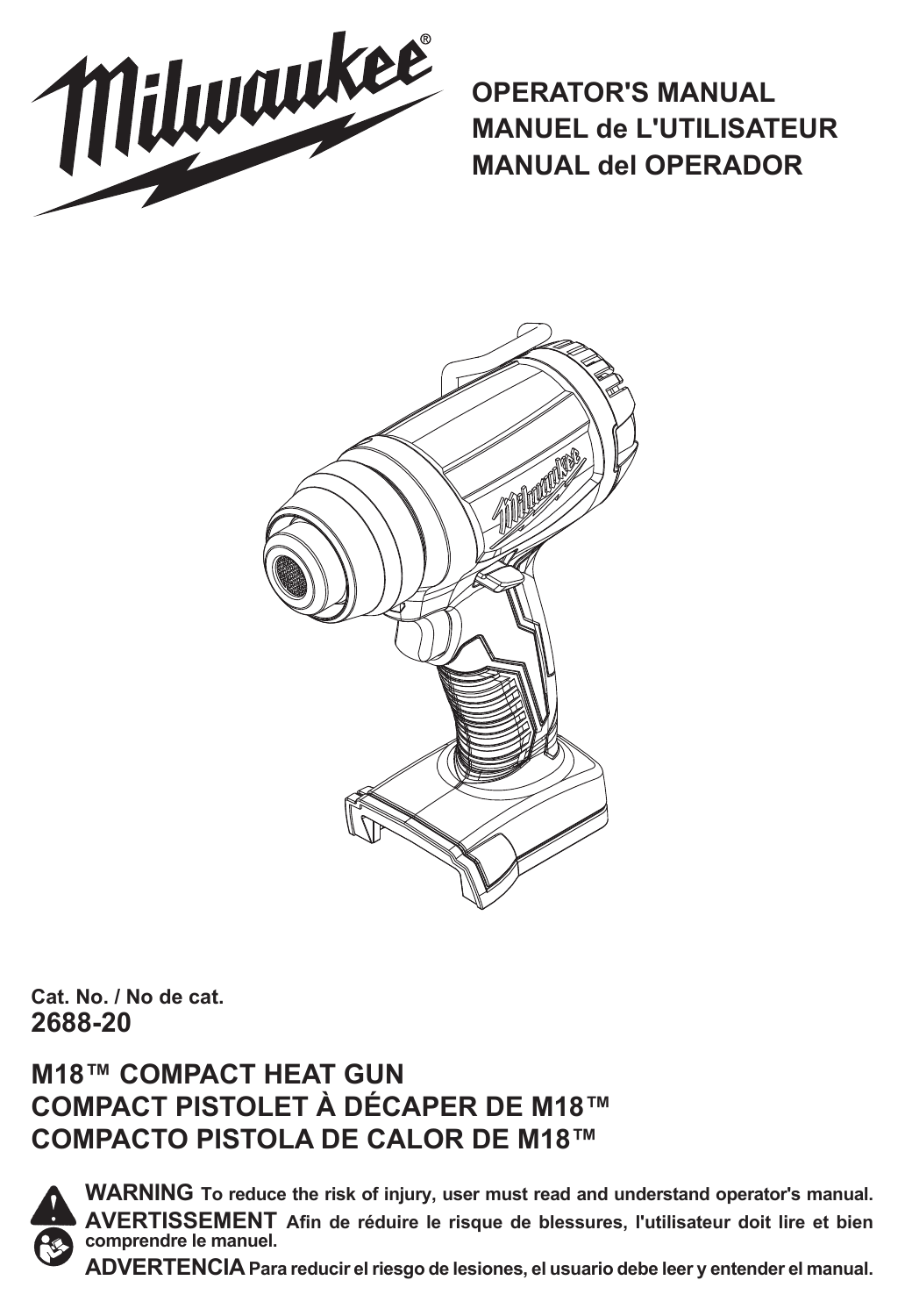Milwaukee®

**OPERATOR'S MANUAL**
**MANUEL de L'UTILISATEUR**
**MANUAL del OPERADOR**

**Cat. No. / No de cat.**
**2688-20**

## M18™ COMPACT HEAT GUN
## COMPACT PISTOLET À DÉCAPER DE M18™
## COMPACTO PISTOLA DE CALOR DE M18™

**WARNING** **To reduce the risk of injury, user must read and understand operator's manual.**

**AVERTISSEMENT** **Afin de réduire le risque de blessures, l'utilisateur doit lire et bien comprendre le manuel.**

**ADVERTENCIA** **Para reducir el riesgo de lesiones, el usuario debe leer y entender el manual.**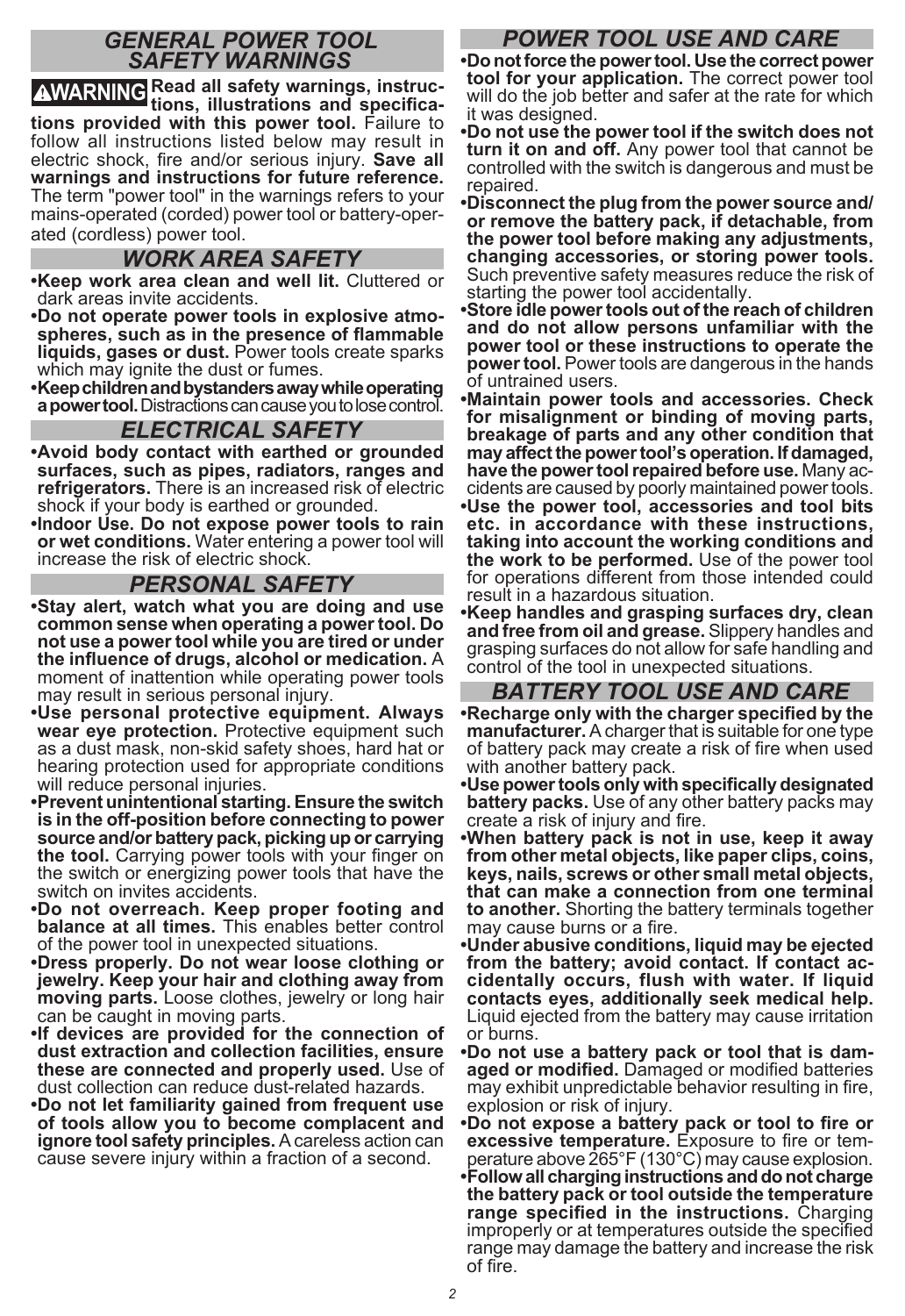## GENERAL POWER TOOL SAFETY WARNINGS

**⚠WARNING Read all safety warnings, instructions, illustrations and specifications provided with this power tool.** Failure to follow all instructions listed below may result in electric shock, fire and/or serious injury. **Save all warnings and instructions for future reference.** The term "power tool" in the warnings refers to your mains-operated (corded) power tool or battery-operated (cordless) power tool.

## WORK AREA SAFETY

- **Keep work area clean and well lit.** Cluttered or dark areas invite accidents.
- **Do not operate power tools in explosive atmospheres, such as in the presence of flammable liquids, gases or dust.** Power tools create sparks which may ignite the dust or fumes.
- **Keep children and bystanders away while operating a power tool.** Distractions can cause you to lose control.

## ELECTRICAL SAFETY

- **Avoid body contact with earthed or grounded surfaces, such as pipes, radiators, ranges and refrigerators.** There is an increased risk of electric shock if your body is earthed or grounded.
- **Indoor Use. Do not expose power tools to rain or wet conditions.** Water entering a power tool will increase the risk of electric shock.

## PERSONAL SAFETY

- **Stay alert, watch what you are doing and use common sense when operating a power tool. Do not use a power tool while you are tired or under the influence of drugs, alcohol or medication.** A moment of inattention while operating power tools may result in serious personal injury.
- **Use personal protective equipment. Always wear eye protection.** Protective equipment such as a dust mask, non-skid safety shoes, hard hat or hearing protection used for appropriate conditions will reduce personal injuries.
- **Prevent unintentional starting. Ensure the switch is in the off-position before connecting to power source and/or battery pack, picking up or carrying the tool.** Carrying power tools with your finger on the switch or energizing power tools that have the switch on invites accidents.
- **Do not overreach. Keep proper footing and balance at all times.** This enables better control of the power tool in unexpected situations.
- **Dress properly. Do not wear loose clothing or jewelry. Keep your hair and clothing away from moving parts.** Loose clothes, jewelry or long hair can be caught in moving parts.
- **If devices are provided for the connection of dust extraction and collection facilities, ensure these are connected and properly used.** Use of dust collection can reduce dust-related hazards.
- **Do not let familiarity gained from frequent use of tools allow you to become complacent and ignore tool safety principles.** A careless action can cause severe injury within a fraction of a second.

## POWER TOOL USE AND CARE

- **Do not force the power tool. Use the correct power tool for your application.** The correct power tool will do the job better and safer at the rate for which it was designed.
- **Do not use the power tool if the switch does not turn it on and off.** Any power tool that cannot be controlled with the switch is dangerous and must be repaired.
- **Disconnect the plug from the power source and/or remove the battery pack, if detachable, from the power tool before making any adjustments, changing accessories, or storing power tools.** Such preventive safety measures reduce the risk of starting the power tool accidentally.
- **Store idle power tools out of the reach of children and do not allow persons unfamiliar with the power tool or these instructions to operate the power tool.** Power tools are dangerous in the hands of untrained users.
- **Maintain power tools and accessories. Check for misalignment or binding of moving parts, breakage of parts and any other condition that may affect the power tool's operation. If damaged, have the power tool repaired before use.** Many accidents are caused by poorly maintained power tools.
- **Use the power tool, accessories and tool bits etc. in accordance with these instructions, taking into account the working conditions and the work to be performed.** Use of the power tool for operations different from those intended could result in a hazardous situation.
- **Keep handles and grasping surfaces dry, clean and free from oil and grease.** Slippery handles and grasping surfaces do not allow for safe handling and control of the tool in unexpected situations.

## BATTERY TOOL USE AND CARE

- **Recharge only with the charger specified by the manufacturer.** A charger that is suitable for one type of battery pack may create a risk of fire when used with another battery pack.
- **Use power tools only with specifically designated battery packs.** Use of any other battery packs may create a risk of injury and fire.
- **When battery pack is not in use, keep it away from other metal objects, like paper clips, coins, keys, nails, screws or other small metal objects, that can make a connection from one terminal to another.** Shorting the battery terminals together may cause burns or a fire.
- **Under abusive conditions, liquid may be ejected from the battery; avoid contact. If contact accidentally occurs, flush with water. If liquid contacts eyes, additionally seek medical help.** Liquid ejected from the battery may cause irritation or burns.
- **Do not use a battery pack or tool that is damaged or modified.** Damaged or modified batteries may exhibit unpredictable behavior resulting in fire, explosion or risk of injury.
- **Do not expose a battery pack or tool to fire or excessive temperature.** Exposure to fire or temperature above 265°F (130°C) may cause explosion.
- **Follow all charging instructions and do not charge the battery pack or tool outside the temperature range specified in the instructions.** Charging improperly or at temperatures outside the specified range may damage the battery and increase the risk of fire.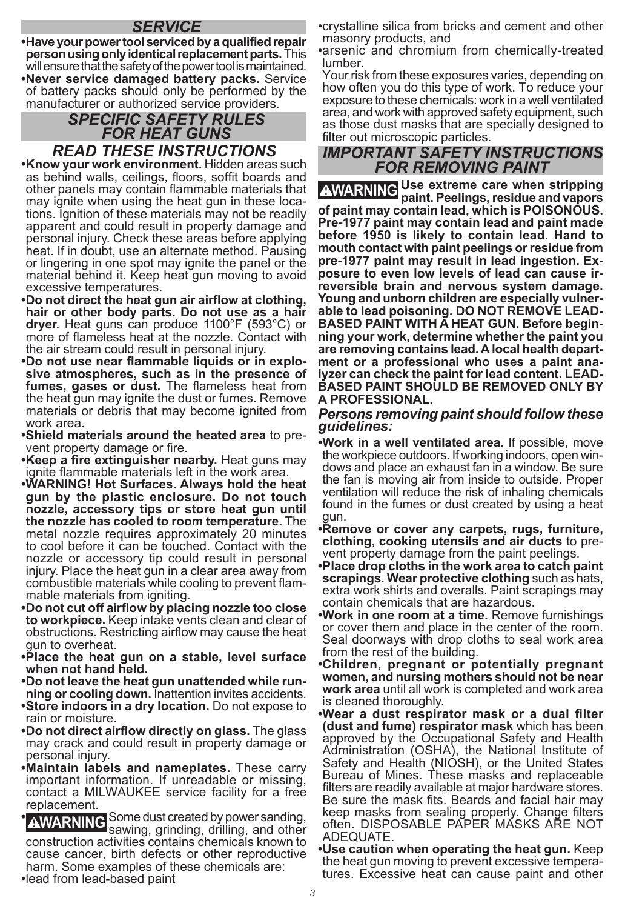## SERVICE

- **Have your power tool serviced by a qualified repair person using only identical replacement parts.** This will ensure that the safety of the power tool is maintained.
- **Never service damaged battery packs.** Service of battery packs should only be performed by the manufacturer or authorized service providers.

## SPECIFIC SAFETY RULES FOR HEAT GUNS

## READ THESE INSTRUCTIONS

- **Know your work environment.** Hidden areas such as behind walls, ceilings, floors, soffit boards and other panels may contain flammable materials that may ignite when using the heat gun in these locations. Ignition of these materials may not be readily apparent and could result in property damage and personal injury. Check these areas before applying heat. If in doubt, use an alternate method. Pausing or lingering in one spot may ignite the panel or the material behind it. Keep heat gun moving to avoid excessive temperatures.
- **Do not direct the heat gun air airflow at clothing, hair or other body parts. Do not use as a hair dryer.** Heat guns can produce 1100°F (593°C) or more of flameless heat at the nozzle. Contact with the air stream could result in personal injury.
- **Do not use near flammable liquids or in explosive atmospheres, such as in the presence of fumes, gases or dust.** The flameless heat from the heat gun may ignite the dust or fumes. Remove materials or debris that may become ignited from work area.
- **Shield materials around the heated area** to prevent property damage or fire.
- **Keep a fire extinguisher nearby.** Heat guns may ignite flammable materials left in the work area.
- **WARNING! Hot Surfaces. Always hold the heat gun by the plastic enclosure. Do not touch nozzle, accessory tips or store heat gun until the nozzle has cooled to room temperature.** The metal nozzle requires approximately 20 minutes to cool before it can be touched. Contact with the nozzle or accessory tip could result in personal injury. Place the heat gun in a clear area away from combustible materials while cooling to prevent flammable materials from igniting.
- **Do not cut off airflow by placing nozzle too close to workpiece.** Keep intake vents clean and clear of obstructions. Restricting airflow may cause the heat gun to overheat.
- **Place the heat gun on a stable, level surface when not hand held.**
- **Do not leave the heat gun unattended while running or cooling down.** Inattention invites accidents.
- **Store indoors in a dry location.** Do not expose to rain or moisture.
- **Do not direct airflow directly on glass.** The glass may crack and could result in property damage or personal injury.
- **Maintain labels and nameplates.** These carry important information. If unreadable or missing, contact a MILWAUKEE service facility for a free replacement.
- **⚠WARNING** Some dust created by power sanding, sawing, grinding, drilling, and other construction activities contains chemicals known to cause cancer, birth defects or other reproductive harm. Some examples of these chemicals are:
  - lead from lead-based paint
  - crystalline silica from bricks and cement and other masonry products, and
  - arsenic and chromium from chemically-treated lumber.

  Your risk from these exposures varies, depending on how often you do this type of work. To reduce your exposure to these chemicals: work in a well ventilated area, and work with approved safety equipment, such as those dust masks that are specially designed to filter out microscopic particles.

## IMPORTANT SAFETY INSTRUCTIONS FOR REMOVING PAINT

**⚠WARNING Use extreme care when stripping paint. Peelings, residue and vapors of paint may contain lead, which is POISONOUS. Pre-1977 paint may contain lead and paint made before 1950 is likely to contain lead. Hand to mouth contact with paint peelings or residue from pre-1977 paint may result in lead ingestion. Exposure to even low levels of lead can cause irreversible brain and nervous system damage. Young and unborn children are especially vulnerable to lead poisoning. DO NOT REMOVE LEAD-BASED PAINT WITH A HEAT GUN. Before beginning your work, determine whether the paint you are removing contains lead. A local health department or a professional who uses a paint analyzer can check the paint for lead content. LEAD-BASED PAINT SHOULD BE REMOVED ONLY BY A PROFESSIONAL.**

### *Persons removing paint should follow these guidelines:*

- **Work in a well ventilated area.** If possible, move the workpiece outdoors. If working indoors, open windows and place an exhaust fan in a window. Be sure the fan is moving air from inside to outside. Proper ventilation will reduce the risk of inhaling chemicals found in the fumes or dust created by using a heat gun.
- **Remove or cover any carpets, rugs, furniture, clothing, cooking utensils and air ducts** to prevent property damage from the paint peelings.
- **Place drop cloths in the work area to catch paint scrapings. Wear protective clothing** such as hats, extra work shirts and overalls. Paint scrapings may contain chemicals that are hazardous.
- **Work in one room at a time.** Remove furnishings or cover them and place in the center of the room. Seal doorways with drop cloths to seal work area from the rest of the building.
- **Children, pregnant or potentially pregnant women, and nursing mothers should not be near work area** until all work is completed and work area is cleaned thoroughly.
- **Wear a dust respirator mask or a dual filter (dust and fume) respirator mask** which has been approved by the Occupational Safety and Health Administration (OSHA), the National Institute of Safety and Health (NIOSH), or the United States Bureau of Mines. These masks and replaceable filters are readily available at major hardware stores. Be sure the mask fits. Beards and facial hair may keep masks from sealing properly. Change filters often. DISPOSABLE PAPER MASKS ARE NOT ADEQUATE.
- **Use caution when operating the heat gun.** Keep the heat gun moving to prevent excessive temperatures. Excessive heat can cause paint and other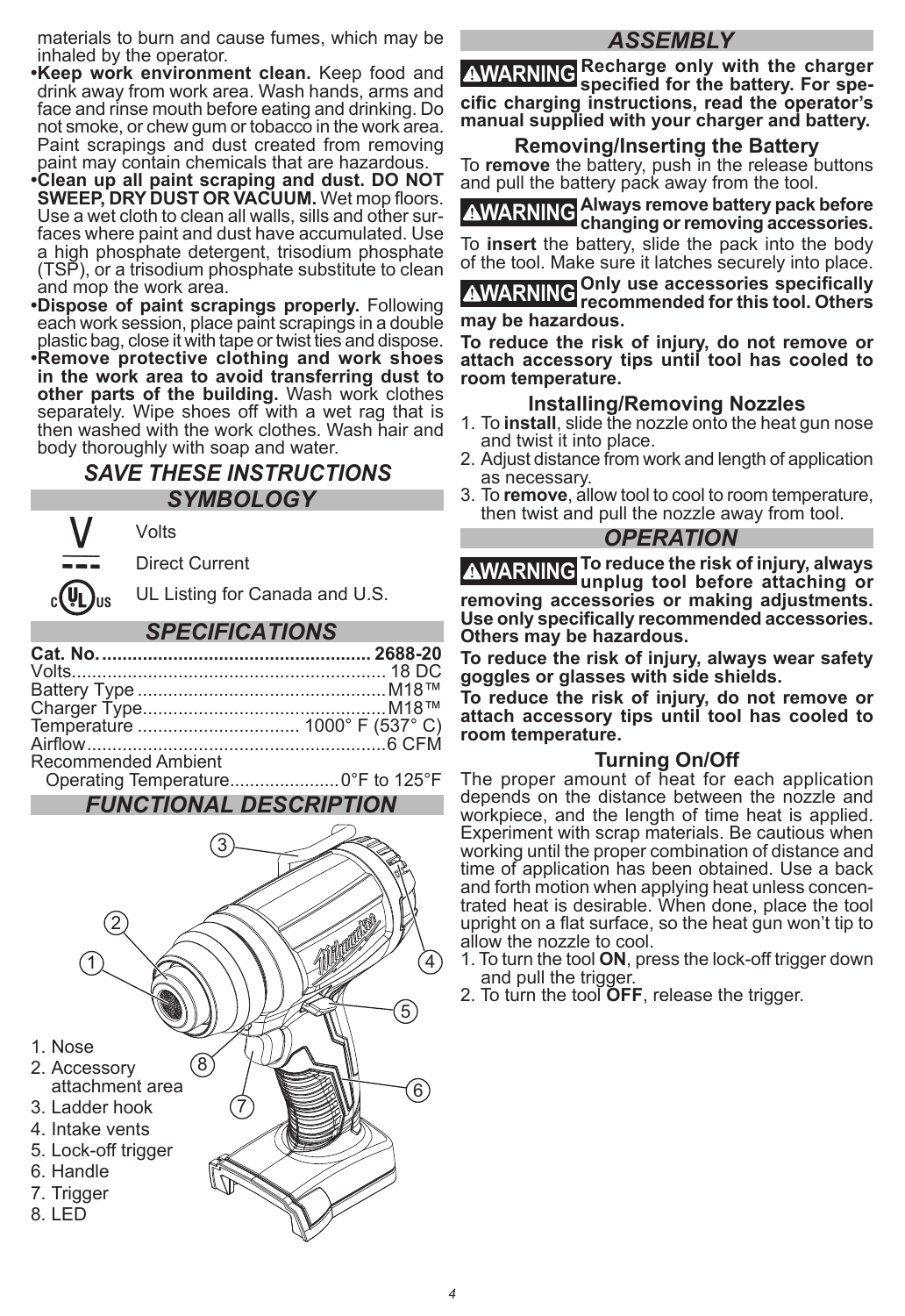materials to burn and cause fumes, which may be inhaled by the operator.

- **Keep work environment clean.** Keep food and drink away from work area. Wash hands, arms and face and rinse mouth before eating and drinking. Do not smoke, or chew gum or tobacco in the work area. Paint scrapings and dust created from removing paint may contain chemicals that are hazardous.
- **Clean up all paint scraping and dust. DO NOT SWEEP, DRY DUST OR VACUUM.** Wet mop floors. Use a wet cloth to clean all walls, sills and other surfaces where paint and dust have accumulated. Use a high phosphate detergent, trisodium phosphate (TSP), or a trisodium phosphate substitute to clean and mop the work area.
- **Dispose of paint scrapings properly.** Following each work session, place paint scrapings in a double plastic bag, close it with tape or twist ties and dispose.
- **Remove protective clothing and work shoes in the work area to avoid transferring dust to other parts of the building.** Wash work clothes separately. Wipe shoes off with a wet rag that is then washed with the work clothes. Wash hair and body thoroughly with soap and water.

## *SAVE THESE INSTRUCTIONS*

## *SYMBOLOGY*

| Symbol | Meaning |
|---|---|
| V | Volts |
| ⎓ | Direct Current |
| cULus | UL Listing for Canada and U.S. |

## *SPECIFICATIONS*

| | |
|---|---|
| **Cat. No.** | **2688-20** |
| Volts | 18 DC |
| Battery Type | M18™ |
| Charger Type | M18™ |
| Temperature | 1000° F (537° C) |
| Airflow | 6 CFM |
| Recommended Ambient Operating Temperature | 0°F to 125°F |

## *FUNCTIONAL DESCRIPTION*

1. Nose
2. Accessory attachment area
3. Ladder hook
4. Intake vents
5. Lock-off trigger
6. Handle
7. Trigger
8. LED

## *ASSEMBLY*

**⚠WARNING Recharge only with the charger specified for the battery. For specific charging instructions, read the operator's manual supplied with your charger and battery.**

### Removing/Inserting the Battery

To **remove** the battery, push in the release buttons and pull the battery pack away from the tool.

**⚠WARNING Always remove battery pack before changing or removing accessories.**

To **insert** the battery, slide the pack into the body of the tool. Make sure it latches securely into place.

**⚠WARNING Only use accessories specifically recommended for this tool. Others may be hazardous.**

**To reduce the risk of injury, do not remove or attach accessory tips until tool has cooled to room temperature.**

### Installing/Removing Nozzles

1. To **install**, slide the nozzle onto the heat gun nose and twist it into place.
2. Adjust distance from work and length of application as necessary.
3. To **remove**, allow tool to cool to room temperature, then twist and pull the nozzle away from tool.

## *OPERATION*

**⚠WARNING To reduce the risk of injury, always unplug tool before attaching or removing accessories or making adjustments. Use only specifically recommended accessories. Others may be hazardous.**

**To reduce the risk of injury, always wear safety goggles or glasses with side shields.**

**To reduce the risk of injury, do not remove or attach accessory tips until tool has cooled to room temperature.**

### Turning On/Off

The proper amount of heat for each application depends on the distance between the nozzle and workpiece, and the length of time heat is applied. Experiment with scrap materials. Be cautious when working until the proper combination of distance and time of application has been obtained. Use a back and forth motion when applying heat unless concentrated heat is desirable. When done, place the tool upright on a flat surface, so the heat gun won't tip to allow the nozzle to cool.

1. To turn the tool **ON**, press the lock-off trigger down and pull the trigger.
2. To turn the tool **OFF**, release the trigger.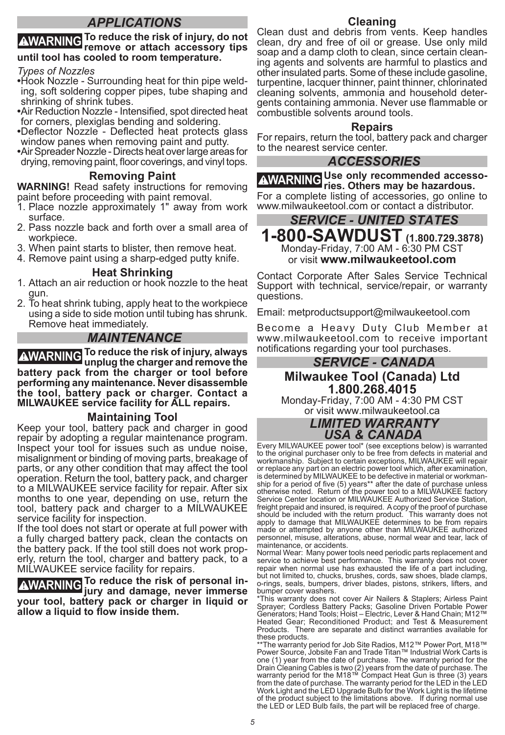## *APPLICATIONS*

**⚠WARNING To reduce the risk of injury, do not remove or attach accessory tips until tool has cooled to room temperature.**

*Types of Nozzles*

- Hook Nozzle - Surrounding heat for thin pipe welding, soft soldering copper pipes, tube shaping and shrinking of shrink tubes.
- Air Reduction Nozzle - Intensified, spot directed heat for corners, plexiglas bending and soldering.
- Deflector Nozzle - Deflected heat protects glass window panes when removing paint and putty.
- Air Spreader Nozzle - Directs heat over large areas for drying, removing paint, floor coverings, and vinyl tops.

### Removing Paint

**WARNING!** Read safety instructions for removing paint before proceeding with paint removal.

1. Place nozzle approximately 1" away from work surface.
2. Pass nozzle back and forth over a small area of workpiece.
3. When paint starts to blister, then remove heat.
4. Remove paint using a sharp-edged putty knife.

### Heat Shrinking

1. Attach an air reduction or hook nozzle to the heat gun.
2. To heat shrink tubing, apply heat to the workpiece using a side to side motion until tubing has shrunk. Remove heat immediately.

## *MAINTENANCE*

**⚠WARNING To reduce the risk of injury, always unplug the charger and remove the battery pack from the charger or tool before performing any maintenance. Never disassemble the tool, battery pack or charger. Contact a MILWAUKEE service facility for ALL repairs.**

### Maintaining Tool

Keep your tool, battery pack and charger in good repair by adopting a regular maintenance program. Inspect your tool for issues such as undue noise, misalignment or binding of moving parts, breakage of parts, or any other condition that may affect the tool operation. Return the tool, battery pack, and charger to a MILWAUKEE service facility for repair. After six months to one year, depending on use, return the tool, battery pack and charger to a MILWAUKEE service facility for inspection.

If the tool does not start or operate at full power with a fully charged battery pack, clean the contacts on the battery pack. If the tool still does not work properly, return the tool, charger and battery pack, to a MILWAUKEE service facility for repairs.

**⚠WARNING To reduce the risk of personal injury and damage, never immerse your tool, battery pack or charger in liquid or allow a liquid to flow inside them.**

### Cleaning

Clean dust and debris from vents. Keep handles clean, dry and free of oil or grease. Use only mild soap and a damp cloth to clean, since certain cleaning agents and solvents are harmful to plastics and other insulated parts. Some of these include gasoline, turpentine, lacquer thinner, paint thinner, chlorinated cleaning solvents, ammonia and household detergents containing ammonia. Never use flammable or combustible solvents around tools.

### Repairs

For repairs, return the tool, battery pack and charger to the nearest service center.

## *ACCESSORIES*

**⚠WARNING Use only recommended accessories. Others may be hazardous.**

For a complete listing of accessories, go online to www.milwaukeetool.com or contact a distributor.

## *SERVICE - UNITED STATES*

# 1-800-SAWDUST (1.800.729.3878)

Monday-Friday, 7:00 AM - 6:30 PM CST
or visit **www.milwaukeetool.com**

Contact Corporate After Sales Service Technical Support with technical, service/repair, or warranty questions.

Email: metproductsupport@milwaukeetool.com

Become a Heavy Duty Club Member at www.milwaukeetool.com to receive important notifications regarding your tool purchases.

## *SERVICE - CANADA*

### Milwaukee Tool (Canada) Ltd
### 1.800.268.4015

Monday-Friday, 7:00 AM - 4:30 PM CST
or visit www.milwaukeetool.ca

## *LIMITED WARRANTY USA & CANADA*

Every MILWAUKEE power tool* (see exceptions below) is warranted to the original purchaser only to be free from defects in material and workmanship. Subject to certain exceptions, MILWAUKEE will repair or replace any part on an electric power tool which, after examination, is determined by MILWAUKEE to be defective in material or workmanship for a period of five (5) years** after the date of purchase unless otherwise noted. Return of the power tool to a MILWAUKEE factory Service Center location or MILWAUKEE Authorized Service Station, freight prepaid and insured, is required. A copy of the proof of purchase should be included with the return product. This warranty does not apply to damage that MILWAUKEE determines to be from repairs made or attempted by anyone other than MILWAUKEE authorized personnel, misuse, alterations, abuse, normal wear and tear, lack of maintenance, or accidents.

Normal Wear: Many power tools need periodic parts replacement and service to achieve best performance. This warranty does not cover repair when normal use has exhausted the life of a part including, but not limited to, chucks, brushes, cords, saw shoes, blade clamps, o-rings, seals, bumpers, driver blades, pistons, strikers, lifters, and bumper cover washers.

*This warranty does not cover Air Nailers & Staplers; Airless Paint Sprayer; Cordless Battery Packs; Gasoline Driven Portable Power Generators; Hand Tools; Hoist – Electric, Lever & Hand Chain; M12™ Heated Gear; Reconditioned Product; and Test & Measurement Products. There are separate and distinct warranties available for these products.

**The warranty period for Job Site Radios, M12™ Power Port, M18™ Power Source, Jobsite Fan and Trade Titan™ Industrial Work Carts is one (1) year from the date of purchase. The warranty period for the Drain Cleaning Cables is two (2) years from the date of purchase. The warranty period for the M18™ Compact Heat Gun is three (3) years from the date of purchase. The warranty period for the LED in the LED Work Light and the LED Upgrade Bulb for the Work Light is the lifetime of the product subject to the limitations above. If during normal use the LED or LED Bulb fails, the part will be replaced free of charge.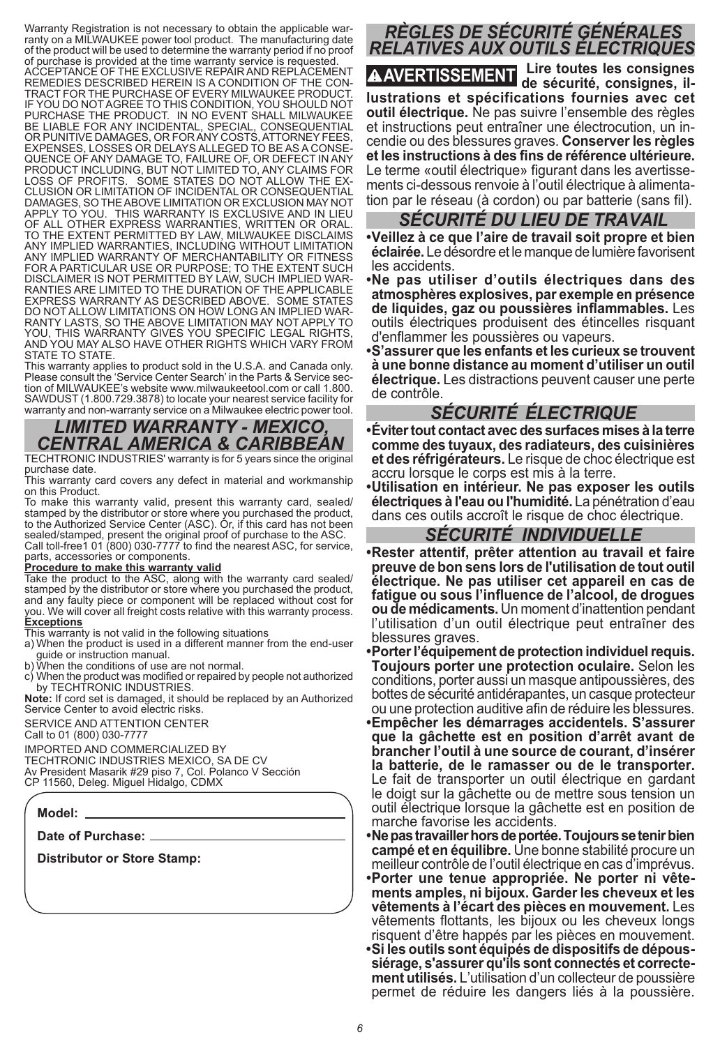Warranty Registration is not necessary to obtain the applicable warranty on a MILWAUKEE power tool product. The manufacturing date of the product will be used to determine the warranty period if no proof of purchase is provided at the time warranty service is requested.

ACCEPTANCE OF THE EXCLUSIVE REPAIR AND REPLACEMENT REMEDIES DESCRIBED HEREIN IS A CONDITION OF THE CONTRACT FOR THE PURCHASE OF EVERY MILWAUKEE PRODUCT. IF YOU DO NOT AGREE TO THIS CONDITION, YOU SHOULD NOT PURCHASE THE PRODUCT. IN NO EVENT SHALL MILWAUKEE BE LIABLE FOR ANY INCIDENTAL, SPECIAL, CONSEQUENTIAL OR PUNITIVE DAMAGES, OR FOR ANY COSTS, ATTORNEY FEES, EXPENSES, LOSSES OR DELAYS ALLEGED TO BE AS A CONSEQUENCE OF ANY DAMAGE TO, FAILURE OF, OR DEFECT IN ANY PRODUCT INCLUDING, BUT NOT LIMITED TO, ANY CLAIMS FOR LOSS OF PROFITS. SOME STATES DO NOT ALLOW THE EXCLUSION OR LIMITATION OF INCIDENTAL OR CONSEQUENTIAL DAMAGES, SO THE ABOVE LIMITATION OR EXCLUSION MAY NOT APPLY TO YOU. THIS WARRANTY IS EXCLUSIVE AND IN LIEU OF ALL OTHER EXPRESS WARRANTIES, WRITTEN OR ORAL. TO THE EXTENT PERMITTED BY LAW, MILWAUKEE DISCLAIMS ANY IMPLIED WARRANTIES, INCLUDING WITHOUT LIMITATION ANY IMPLIED WARRANTY OF MERCHANTABILITY OR FITNESS FOR A PARTICULAR USE OR PURPOSE; TO THE EXTENT SUCH DISCLAIMER IS NOT PERMITTED BY LAW, SUCH IMPLIED WARRANTIES ARE LIMITED TO THE DURATION OF THE APPLICABLE EXPRESS WARRANTY AS DESCRIBED ABOVE. SOME STATES DO NOT ALLOW LIMITATIONS ON HOW LONG AN IMPLIED WARRANTY LASTS, SO THE ABOVE LIMITATION MAY NOT APPLY TO YOU, THIS WARRANTY GIVES YOU SPECIFIC LEGAL RIGHTS, AND YOU MAY ALSO HAVE OTHER RIGHTS WHICH VARY FROM STATE TO STATE.

This warranty applies to product sold in the U.S.A. and Canada only. Please consult the 'Service Center Search' in the Parts & Service section of MILWAUKEE's website www.milwaukeetool.com or call 1.800.SAWDUST (1.800.729.3878) to locate your nearest service facility for warranty and non-warranty service on a Milwaukee electric power tool.

## *LIMITED WARRANTY - MEXICO, CENTRAL AMERICA & CARIBBEAN*

TECHTRONIC INDUSTRIES' warranty is for 5 years since the original purchase date.

This warranty card covers any defect in material and workmanship on this Product.

To make this warranty valid, present this warranty card, sealed/stamped by the distributor or store where you purchased the product, to the Authorized Service Center (ASC). Or, if this card has not been sealed/stamped, present the original proof of purchase to the ASC.

Call toll-free1 01 (800) 030-7777 to find the nearest ASC, for service, parts, accessories or components.

**Procedure to make this warranty valid**

Take the product to the ASC, along with the warranty card sealed/stamped by the distributor or store where you purchased the product, and any faulty piece or component will be replaced without cost for you. We will cover all freight costs relative with this warranty process.

**Exceptions**

This warranty is not valid in the following situations

a) When the product is used in a different manner from the end-user guide or instruction manual.
b) When the conditions of use are not normal.
c) When the product was modified or repaired by people not authorized by TECHTRONIC INDUSTRIES.

**Note:** If cord set is damaged, it should be replaced by an Authorized Service Center to avoid electric risks.

SERVICE AND ATTENTION CENTER
Call to 01 (800) 030-7777

IMPORTED AND COMMERCIALIZED BY
TECHTRONIC INDUSTRIES MEXICO, SA DE CV
Av President Masarik #29 piso 7, Col. Polanco V Sección
CP 11560, Deleg. Miguel Hidalgo, CDMX

**Model:** ______________________

**Date of Purchase:** ______________________

**Distributor or Store Stamp:**

## *RÈGLES DE SÉCURITÉ GÉNÉRALES RELATIVES AUX OUTILS ÉLECTRIQUES*

**⚠AVERTISSEMENT** **Lire toutes les consignes de sécurité, consignes, illustrations et spécifications fournies avec cet outil électrique.** Ne pas suivre l'ensemble des règles et instructions peut entraîner une électrocution, un incendie ou des blessures graves. **Conserver les règles et les instructions à des fins de référence ultérieure.** Le terme «outil électrique» figurant dans les avertissements ci-dessous renvoie à l'outil électrique à alimentation par le réseau (à cordon) ou par batterie (sans fil).

## *SÉCURITÉ DU LIEU DE TRAVAIL*

- **Veillez à ce que l'aire de travail soit propre et bien éclairée.** Le désordre et le manque de lumière favorisent les accidents.
- **Ne pas utiliser d'outils électriques dans des atmosphères explosives, par exemple en présence de liquides, gaz ou poussières inflammables.** Les outils électriques produisent des étincelles risquant d'enflammer les poussières ou vapeurs.
- **S'assurer que les enfants et les curieux se trouvent à une bonne distance au moment d'utiliser un outil électrique.** Les distractions peuvent causer une perte de contrôle.

## *SÉCURITÉ ÉLECTRIQUE*

- **Éviter tout contact avec des surfaces mises à la terre comme des tuyaux, des radiateurs, des cuisinières et des réfrigérateurs.** Le risque de choc électrique est accru lorsque le corps est mis à la terre.
- **Utilisation en intérieur. Ne pas exposer les outils électriques à l'eau ou l'humidité.** La pénétration d'eau dans ces outils accroît le risque de choc électrique.

## *SÉCURITÉ INDIVIDUELLE*

- **Rester attentif, prêter attention au travail et faire preuve de bon sens lors de l'utilisation de tout outil électrique. Ne pas utiliser cet appareil en cas de fatigue ou sous l'influence de l'alcool, de drogues ou de médicaments.** Un moment d'inattention pendant l'utilisation d'un outil électrique peut entraîner des blessures graves.
- **Porter l'équipement de protection individuel requis. Toujours porter une protection oculaire.** Selon les conditions, porter aussi un masque antipoussières, des bottes de sécurité antidérapantes, un casque protecteur ou une protection auditive afin de réduire les blessures.
- **Empêcher les démarrages accidentels. S'assurer que la gâchette est en position d'arrêt avant de brancher l'outil à une source de courant, d'insérer la batterie, de le ramasser ou de le transporter.** Le fait de transporter un outil électrique en gardant le doigt sur la gâchette ou de mettre sous tension un outil électrique lorsque la gâchette est en position de marche favorise les accidents.
- **Ne pas travailler hors de portée. Toujours se tenir bien campé et en équilibre.** Une bonne stabilité procure un meilleur contrôle de l'outil électrique en cas d'imprévus.
- **Porter une tenue appropriée. Ne porter ni vêtements amples, ni bijoux. Garder les cheveux et les vêtements à l'écart des pièces en mouvement.** Les vêtements flottants, les bijoux ou les cheveux longs risquent d'être happés par les pièces en mouvement.
- **Si les outils sont équipés de dispositifs de dépoussiérage, s'assurer qu'ils sont connectés et correctement utilisés.** L'utilisation d'un collecteur de poussière permet de réduire les dangers liés à la poussière.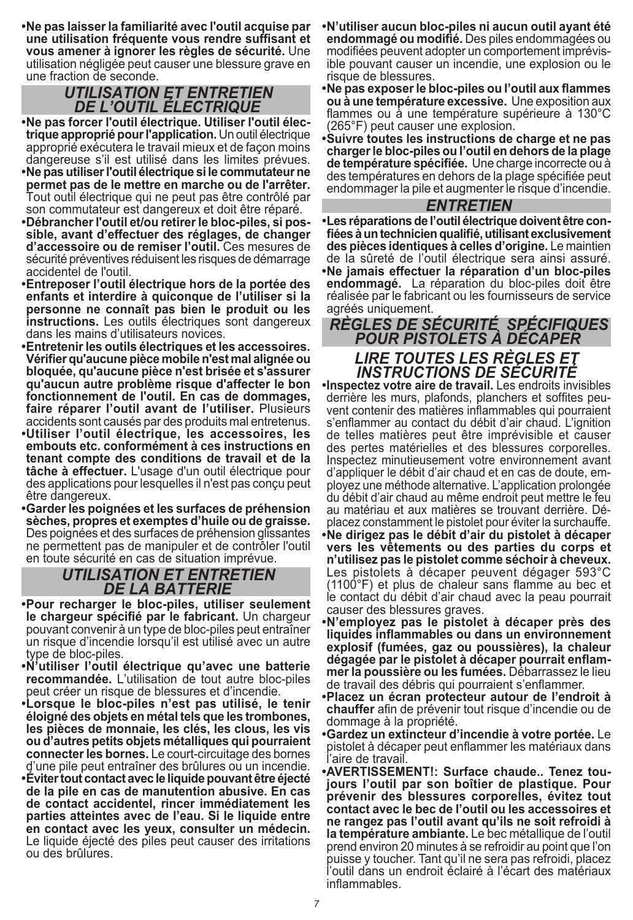- **Ne pas laisser la familiarité avec l'outil acquise par une utilisation fréquente vous rendre suffisant et vous amener à ignorer les règles de sécurité.** Une utilisation négligée peut causer une blessure grave en une fraction de seconde.

## UTILISATION ET ENTRETIEN DE L'OUTIL ÉLECTRIQUE

- **Ne pas forcer l'outil électrique. Utiliser l'outil électrique approprié pour l'application.** Un outil électrique approprié exécutera le travail mieux et de façon moins dangereuse s'il est utilisé dans les limites prévues.
- **Ne pas utiliser l'outil électrique si le commutateur ne permet pas de le mettre en marche ou de l'arrêter.** Tout outil électrique qui ne peut pas être contrôlé par son commutateur est dangereux et doit être réparé.
- **Débrancher l'outil et/ou retirer le bloc-piles, si possible, avant d'effectuer des réglages, de changer d'accessoire ou de remiser l'outil.** Ces mesures de sécurité préventives réduisent les risques de démarrage accidentel de l'outil.
- **Entreposer l'outil électrique hors de la portée des enfants et interdire à quiconque de l'utiliser si la personne ne connaît pas bien le produit ou les instructions.** Les outils électriques sont dangereux dans les mains d'utilisateurs novices.
- **Entretenir les outils électriques et les accessoires. Vérifier qu'aucune pièce mobile n'est mal alignée ou bloquée, qu'aucune pièce n'est brisée et s'assurer qu'aucun autre problème risque d'affecter le bon fonctionnement de l'outil. En cas de dommages, faire réparer l'outil avant de l'utiliser.** Plusieurs accidents sont causés par des produits mal entretenus.
- **Utiliser l'outil électrique, les accessoires, les embouts etc. conformément à ces instructions en tenant compte des conditions de travail et de la tâche à effectuer.** L'usage d'un outil électrique pour des applications pour lesquelles il n'est pas conçu peut être dangereux.
- **Garder les poignées et les surfaces de préhension sèches, propres et exemptes d'huile ou de graisse.** Des poignées et des surfaces de préhension glissantes ne permettent pas de manipuler et de contrôler l'outil en toute sécurité en cas de situation imprévue.

## UTILISATION ET ENTRETIEN DE LA BATTERIE

- **Pour recharger le bloc-piles, utiliser seulement le chargeur spécifié par le fabricant.** Un chargeur pouvant convenir à un type de bloc-piles peut entraîner un risque d'incendie lorsqu'il est utilisé avec un autre type de bloc-piles.
- **N'utiliser l'outil électrique qu'avec une batterie recommandée.** L'utilisation de tout autre bloc-piles peut créer un risque de blessures et d'incendie.
- **Lorsque le bloc-piles n'est pas utilisé, le tenir éloigné des objets en métal tels que les trombones, les pièces de monnaie, les clés, les clous, les vis ou d'autres petits objets métalliques qui pourraient connecter les bornes.** Le court-circuitage des bornes d'une pile peut entraîner des brûlures ou un incendie.
- **Éviter tout contact avec le liquide pouvant être éjecté de la pile en cas de manutention abusive. En cas de contact accidentel, rincer immédiatement les parties atteintes avec de l'eau. Si le liquide entre en contact avec les yeux, consulter un médecin.** Le liquide éjecté des piles peut causer des irritations ou des brûlures.
- **N'utiliser aucun bloc-piles ni aucun outil ayant été endommagé ou modifié.** Des piles endommagées ou modifiées peuvent adopter un comportement imprévisible pouvant causer un incendie, une explosion ou le risque de blessures.
- **Ne pas exposer le bloc-piles ou l'outil aux flammes ou à une température excessive.** Une exposition aux flammes ou à une température supérieure à 130°C (265°F) peut causer une explosion.
- **Suivre toutes les instructions de charge et ne pas charger le bloc-piles ou l'outil en dehors de la plage de température spécifiée.** Une charge incorrecte ou à des températures en dehors de la plage spécifiée peut endommager la pile et augmenter le risque d'incendie.

## ENTRETIEN

- **Les réparations de l'outil électrique doivent être confiées à un technicien qualifié, utilisant exclusivement des pièces identiques à celles d'origine.** Le maintien de la sûreté de l'outil électrique sera ainsi assuré.
- **Ne jamais effectuer la réparation d'un bloc-piles endommagé.** La réparation du bloc-piles doit être réalisée par le fabricant ou les fournisseurs de service agréés uniquement.

## RÈGLES DE SÉCURITÉ SPÉCIFIQUES POUR PISTOLETS À DÉCAPER

## LIRE TOUTES LES RÈGLES ET INSTRUCTIONS DE SÉCURITÉ

- **Inspectez votre aire de travail.** Les endroits invisibles derrière les murs, plafonds, planchers et soffites peuvent contenir des matières inflammables qui pourraient s'enflammer au contact du débit d'air chaud. L'ignition de telles matières peut être imprévisible et causer des pertes matérielles et des blessures corporelles. Inspectez minutieusement votre environnement avant d'appliquer le débit d'air chaud et en cas de doute, employez une méthode alternative. L'application prolongée du débit d'air chaud au même endroit peut mettre le feu au matériau et aux matières se trouvant derrière. Déplacez constamment le pistolet pour éviter la surchauffe.
- **Ne dirigez pas le débit d'air du pistolet à décaper vers les vêtements ou des parties du corps et n'utilisez pas le pistolet comme séchoir à cheveux.** Les pistolets à décaper peuvent dégager 593°C (1100°F) et plus de chaleur sans flamme au bec et le contact du débit d'air chaud avec la peau pourrait causer des blessures graves.
- **N'employez pas le pistolet à décaper près des liquides inflammables ou dans un environnement explosif (fumées, gaz ou poussières), la chaleur dégagée par le pistolet à décaper pourrait enflammer la poussière ou les fumées.** Débarrassez le lieu de travail des débris qui pourraient s'enflammer.
- **Placez un écran protecteur autour de l'endroit à chauffer** afin de prévenir tout risque d'incendie ou de dommage à la propriété.
- **Gardez un extincteur d'incendie à votre portée.** Le pistolet à décaper peut enflammer les matériaux dans l'aire de travail.
- **AVERTISSEMENT!: Surface chaude.. Tenez toujours l'outil par son boîtier de plastique. Pour prévenir des blessures corporelles, évitez tout contact avec le bec de l'outil ou les accessoires et ne rangez pas l'outil avant qu'ils ne soit refroidi à la température ambiante.** Le bec métallique de l'outil prend environ 20 minutes à se refroidir au point que l'on puisse y toucher. Tant qu'il ne sera pas refroidi, placez l'outil dans un endroit éclairé à l'écart des matériaux inflammables.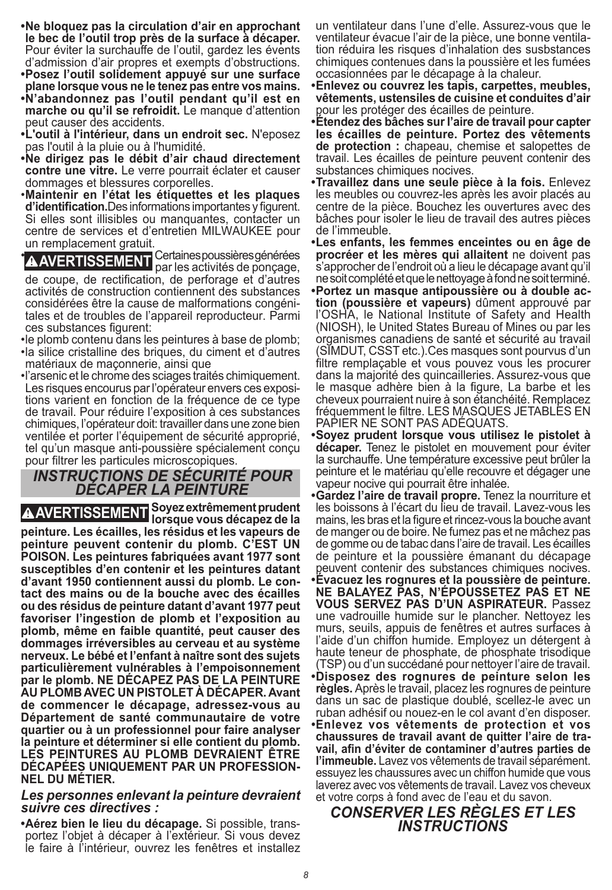- **Ne bloquez pas la circulation d'air en approchant le bec de l'outil trop près de la surface à décaper.** Pour éviter la surchauffe de l'outil, gardez les évents d'admission d'air propres et exempts d'obstructions.
- **Posez l'outil solidement appuyé sur une surface plane lorsque vous ne le tenez pas entre vos mains.**
- **N'abandonnez pas l'outil pendant qu'il est en marche ou qu'il se refroidit.** Le manque d'attention peut causer des accidents.
- **L'outil à l'intérieur, dans un endroit sec.** N'eposez pas l'outil à la pluie ou à l'humidité.
- **Ne dirigez pas le débit d'air chaud directement contre une vitre.** Le verre pourrait éclater et causer dommages et blessures corporelles.
- **Maintenir en l'état les étiquettes et les plaques d'identification.** Des informations importantes y figurent. Si elles sont illisibles ou manquantes, contacter un centre de services et d'entretien MILWAUKEE pour un remplacement gratuit.
- **⚠AVERTISSEMENT** Certaines poussières générées par les activités de ponçage, de coupe, de rectification, de perforage et d'autres activités de construction contiennent des substances considérées être la cause de malformations congénitales et de troubles de l'appareil reproducteur. Parmi ces substances figurent:
- le plomb contenu dans les peintures à base de plomb;
- la silice cristalline des briques, du ciment et d'autres matériaux de maçonnerie, ainsi que
- l'arsenic et le chrome des sciages traités chimiquement. Les risques encourus par l'opérateur envers ces expositions varient en fonction de la fréquence de ce type de travail. Pour réduire l'exposition à ces substances chimiques, l'opérateur doit: travailler dans une zone bien ventilée et porter l'équipement de sécurité approprié, tel qu'un masque anti-poussière spécialement conçu pour filtrer les particules microscopiques.

## *INSTRUCTIONS DE SÉCURITÉ POUR DÉCAPER LA PEINTURE*

**⚠AVERTISSEMENT Soyez extrêmement prudent lorsque vous décapez de la peinture. Les écailles, les résidus et les vapeurs de peinture peuvent contenir du plomb. C'EST UN POISON. Les peintures fabriquées avant 1977 sont susceptibles d'en contenir et les peintures datant d'avant 1950 contiennent aussi du plomb. Le contact des mains ou de la bouche avec des écailles ou des résidus de peinture datant d'avant 1977 peut favoriser l'ingestion de plomb et l'exposition au plomb, même en faible quantité, peut causer des dommages irréversibles au cerveau et au système nerveux. Le bébé et l'enfant à naître sont des sujets particulièrement vulnérables à l'empoisonnement par le plomb. NE DÉCAPEZ PAS DE LA PEINTURE AU PLOMB AVEC UN PISTOLET À DÉCAPER. Avant de commencer le décapage, adressez-vous au Département de santé communautaire de votre quartier ou à un professionnel pour faire analyser la peinture et déterminer si elle contient du plomb. LES PEINTURES AU PLOMB DEVRAIENT ÊTRE DÉCAPÉES UNIQUEMENT PAR UN PROFESSIONNEL DU MÉTIER.**

### *Les personnes enlevant la peinture devraient suivre ces directives :*

- **Aérez bien le lieu du décapage.** Si possible, transportez l'objet à décaper à l'extérieur. Si vous devez le faire à l'intérieur, ouvrez les fenêtres et installez un ventilateur dans l'une d'elle. Assurez-vous que le ventilateur évacue l'air de la pièce, une bonne ventilation réduira les risques d'inhalation des susbstances chimiques contenues dans la poussière et les fumées occasionnées par le décapage à la chaleur.
- **Enlevez ou couvrez les tapis, carpettes, meubles, vêtements, ustensiles de cuisine et conduites d'air** pour les protéger des écailles de peinture.
- **Étendez des bâches sur l'aire de travail pour capter les écailles de peinture. Portez des vêtements de protection :** chapeau, chemise et salopettes de travail. Les écailles de peinture peuvent contenir des substances chimiques nocives.
- **Travaillez dans une seule pièce à la fois.** Enlevez les meubles ou couvrez-les après les avoir placés au centre de la pièce. Bouchez les ouvertures avec des bâches pour isoler le lieu de travail des autres pièces de l'immeuble.
- **Les enfants, les femmes enceintes ou en âge de procréer et les mères qui allaitent** ne doivent pas s'approcher de l'endroit où a lieu le décapage avant qu'il ne soit complété et que le nettoyage à fond ne soit terminé.
- **Portez un masque antipoussière ou à double action (poussière et vapeurs)** dûment approuvé par l'OSHA, le National Institute of Safety and Health (NIOSH), le United States Bureau of Mines ou par les organismes canadiens de santé et sécurité au travail (SIMDUT, CSST etc.).Ces masques sont pourvus d'un filtre remplaçable et vous pouvez vous les procurer dans la majorité des quincailleries. Assurez-vous que le masque adhère bien à la figure, La barbe et les cheveux pourraient nuire à son étanchéité. Remplacez fréquemment le filtre. LES MASQUES JETABLES EN PAPIER NE SONT PAS ADÉQUATS.
- **Soyez prudent lorsque vous utilisez le pistolet à décaper.** Tenez le pistolet en mouvement pour éviter la surchauffe. Une température excessive peut brûler la peinture et le matériau qu'elle recouvre et dégager une vapeur nocive qui pourrait être inhalée.
- **Gardez l'aire de travail propre.** Tenez la nourriture et les boissons à l'écart du lieu de travail. Lavez-vous les mains, les bras et la figure et rincez-vous la bouche avant de manger ou de boire. Ne fumez pas et ne mâchez pas de gomme ou de tabac dans l'aire de travail. Les écailles de peinture et la poussière émanant du décapage peuvent contenir des substances chimiques nocives.
- **Évacuez les rognures et la poussière de peinture. NE BALAYEZ PAS, N'ÉPOUSSETEZ PAS ET NE VOUS SERVEZ PAS D'UN ASPIRATEUR.** Passez une vadrouille humide sur le plancher. Nettoyez les murs, seuils, appuis de fenêtres et autres surfaces à l'aide d'un chiffon humide. Employez un détergent à haute teneur de phosphate, de phosphate trisodique (TSP) ou d'un succédané pour nettoyer l'aire de travail.
- **Disposez des rognures de peinture selon les règles.** Après le travail, placez les rognures de peinture dans un sac de plastique doublé, scellez-le avec un ruban adhésif ou nouez-en le col avant d'en disposer.
- **Enlevez vos vêtements de protection et vos chaussures de travail avant de quitter l'aire de travail, afin d'éviter de contaminer d'autres parties de l'immeuble.** Lavez vos vêtements de travail séparément. essuyez les chaussures avec un chiffon humide que vous laverez avec vos vêtements de travail. Lavez vos cheveux et votre corps à fond avec de l'eau et du savon.

## *CONSERVER LES RÈGLES ET LES INSTRUCTIONS*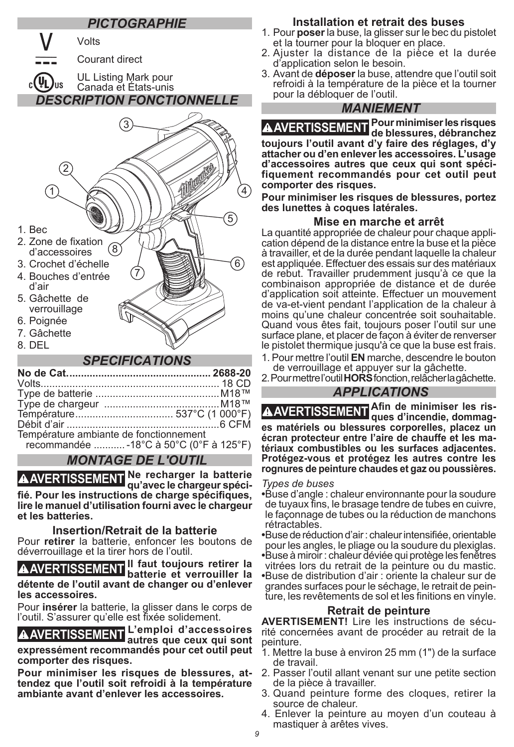## PICTOGRAPHIE

V Volts

Courant direct

UL Listing Mark pour Canada et États-unis

## DESCRIPTION FONCTIONNELLE

1. Bec
2. Zone de fixation d'accessoires
3. Crochet d'échelle
4. Bouches d'entrée d'air
5. Gâchette de verrouillage
6. Poignée
7. Gâchette
8. DEL

## SPECIFICATIONS

No de Cat................................................ 2688-20
Volts............................................................ 18 CD
Type de batterie ........................................... M18™
Type de chargeur ......................................... M18™
Température.................................. 537°C (1 000°F)
Débit d'air .................................................... 6 CFM
Température ambiante de fonctionnement recommandée ........... -18°C à 50°C (0°F à 125°F)

## MONTAGE DE L'OUTIL

**⚠AVERTISSEMENT Ne recharger la batterie qu'avec le chargeur spécifié. Pour les instructions de charge spécifiques, lire le manuel d'utilisation fourni avec le chargeur et les batteries.**

### Insertion/Retrait de la batterie

Pour **retirer** la batterie, enfoncer les boutons de déverrouillage et la tirer hors de l'outil.

**⚠AVERTISSEMENT Il faut toujours retirer la batterie et verrouiller la détente de l'outil avant de changer ou d'enlever les accessoires.**

Pour **insérer** la batterie, la glisser dans le corps de l'outil. S'assurer qu'elle est fixée solidement.

**⚠AVERTISSEMENT L'emploi d'accessoires autres que ceux qui sont expressément recommandés pour cet outil peut comporter des risques.**

**Pour minimiser les risques de blessures, attendez que l'outil soit refroidi à la température ambiante avant d'enlever les accessoires.**

### Installation et retrait des buses

1. Pour **poser** la buse, la glisser sur le bec du pistolet et la tourner pour la bloquer en place.
2. Ajuster la distance de la pièce et la durée d'application selon le besoin.
3. Avant de **déposer** la buse, attendre que l'outil soit refroidi à la température de la pièce et la tourner pour la débloquer de l'outil.

## MANIEMENT

**⚠AVERTISSEMENT Pour minimiser les risques de blessures, débranchez toujours l'outil avant d'y faire des réglages, d'y attacher ou d'en enlever les accessoires. L'usage d'accessoires autres que ceux qui sont spécifiquement recommandés pour cet outil peut comporter des risques.**

**Pour minimiser les risques de blessures, portez des lunettes à coques latérales.**

### Mise en marche et arrêt

La quantité appropriée de chaleur pour chaque application dépend de la distance entre la buse et la pièce à travailler, et de la durée pendant laquelle la chaleur est appliquée. Effectuer des essais sur des matériaux de rebut. Travailler prudemment jusqu'à ce que la combinaison appropriée de distance et de durée d'application soit atteinte. Effectuer un mouvement de va-et-vient pendant l'application de la chaleur à moins qu'une chaleur concentrée soit souhaitable. Quand vous êtes fait, toujours poser l'outil sur une surface plane, et placer de façon à éviter de renverser le pistolet thermique jusqu'à ce que la buse est frais.

1. Pour mettre l'outil **EN** marche, descendre le bouton de verrouillage et appuyer sur la gâchette.
2. Pour mettre l'outil **HORS** fonction, relâcher la gâchette.

## APPLICATIONS

**⚠AVERTISSEMENT Afin de minimiser les risques d'incendie, dommages matériels ou blessures corporelles, placez un écran protecteur entre l'aire de chauffe et les matériaux combustibles ou les surfaces adjacentes. Protégez-vous et protégez les autres contre les rognures de peinture chaudes et gaz ou poussières.**

*Types de buses*

- Buse d'angle : chaleur environnante pour la soudure de tuyaux fins, le brasage tendre de tubes en cuivre, le façonnage de tubes ou la réduction de manchons rétractables.
- Buse de réduction d'air : chaleur intensifiée, orientable pour les angles, le pliage ou la soudure du plexiglas.
- Buse à miroir : chaleur déviée qui protège les fenêtres vitrées lors du retrait de la peinture ou du mastic.
- Buse de distribution d'air : oriente la chaleur sur de grandes surfaces pour le séchage, le retrait de peinture, les revêtements de sol et les finitions en vinyle.

### Retrait de peinture

**AVERTISEMENT!** Lire les instructions de sécurité concernées avant de procéder au retrait de la peinture.

1. Mettre la buse à environ 25 mm (1") de la surface de travail.
2. Passer l'outil allant venant sur une petite section de la pièce à travailler.
3. Quand peinture forme des cloques, retirer la source de chaleur.
4. Enlever la peinture au moyen d'un couteau à mastiquer à arêtes vives.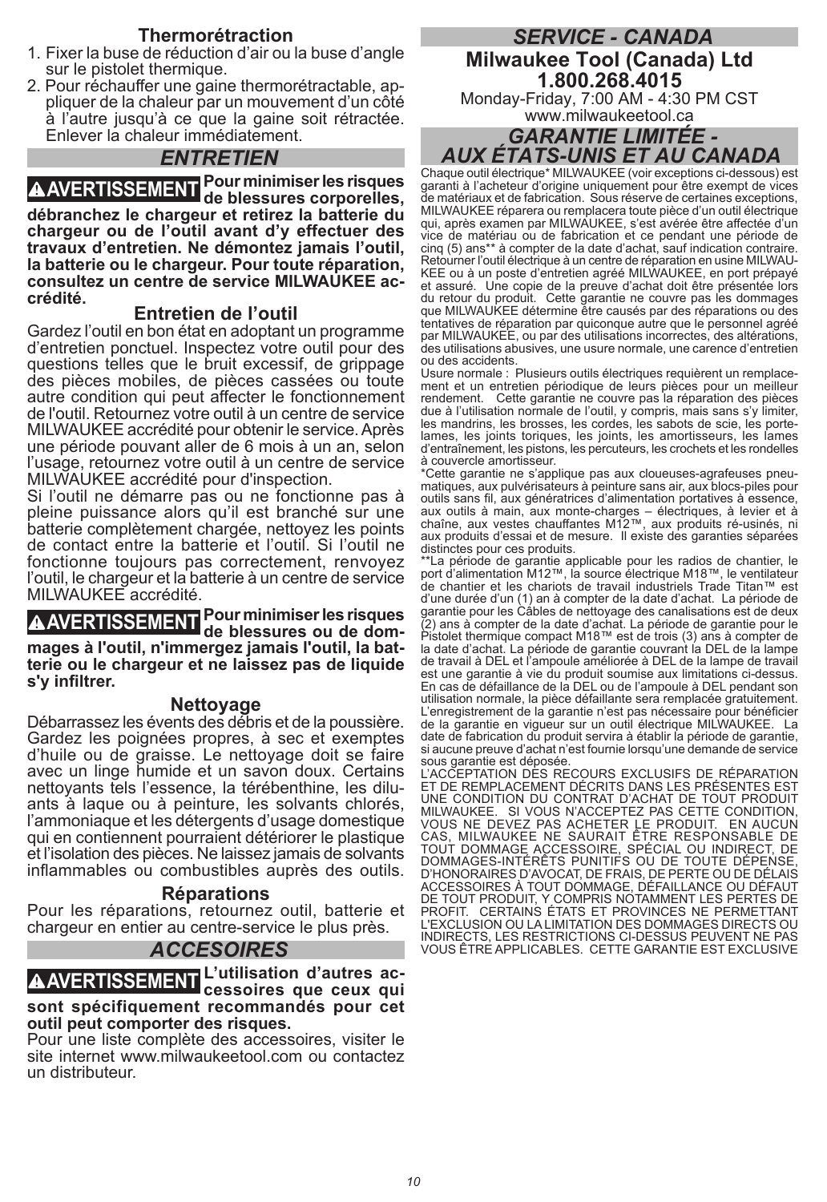### Thermorétraction

1. Fixer la buse de réduction d'air ou la buse d'angle sur le pistolet thermique.
2. Pour réchauffer une gaine thermorétractable, appliquer de la chaleur par un mouvement d'un côté à l'autre jusqu'à ce que la gaine soit rétractée. Enlever la chaleur immédiatement.

## ENTRETIEN

**⚠AVERTISSEMENT Pour minimiser les risques de blessures corporelles, débranchez le chargeur et retirez la batterie du chargeur ou de l'outil avant d'y effectuer des travaux d'entretien. Ne démontez jamais l'outil, la batterie ou le chargeur. Pour toute réparation, consultez un centre de service MILWAUKEE accrédité.**

### Entretien de l'outil

Gardez l'outil en bon état en adoptant un programme d'entretien ponctuel. Inspectez votre outil pour des questions telles que le bruit excessif, de grippage des pièces mobiles, de pièces cassées ou toute autre condition qui peut affecter le fonctionnement de l'outil. Retournez votre outil à un centre de service MILWAUKEE accrédité pour obtenir le service. Après une période pouvant aller de 6 mois à un an, selon l'usage, retournez votre outil à un centre de service MILWAUKEE accrédité pour d'inspection.

Si l'outil ne démarre pas ou ne fonctionne pas à pleine puissance alors qu'il est branché sur une batterie complètement chargée, nettoyez les points de contact entre la batterie et l'outil. Si l'outil ne fonctionne toujours pas correctement, renvoyez l'outil, le chargeur et la batterie à un centre de service MILWAUKEE accrédité.

**⚠AVERTISSEMENT Pour minimiser les risques de blessures ou de dommages à l'outil, n'immergez jamais l'outil, la batterie ou le chargeur et ne laissez pas de liquide s'y infiltrer.**

### Nettoyage

Débarrassez les évents des débris et de la poussière. Gardez les poignées propres, à sec et exemptes d'huile ou de graisse. Le nettoyage doit se faire avec un linge humide et un savon doux. Certains nettoyants tels l'essence, la térébenthine, les diluants à laque ou à peinture, les solvants chlorés, l'ammoniaque et les détergents d'usage domestique qui en contiennent pourraient détériorer le plastique et l'isolation des pièces. Ne laissez jamais de solvants inflammables ou combustibles auprès des outils.

### Réparations

Pour les réparations, retournez outil, batterie et chargeur en entier au centre-service le plus près.

## ACCESOIRES

**⚠AVERTISSEMENT L'utilisation d'autres accessoires que ceux qui sont spécifiquement recommandés pour cet outil peut comporter des risques.**

Pour une liste complète des accessoires, visiter le site internet www.milwaukeetool.com ou contactez un distributeur.

## SERVICE - CANADA

**Milwaukee Tool (Canada) Ltd**
**1.800.268.4015**
Monday-Friday, 7:00 AM - 4:30 PM CST
www.milwaukeetool.ca

## GARANTIE LIMITÉE - AUX ÉTATS-UNIS ET AU CANADA

Chaque outil électrique* MILWAUKEE (voir exceptions ci-dessous) est garanti à l'acheteur d'origine uniquement pour être exempt de vices de matériaux et de fabrication. Sous réserve de certaines exceptions, MILWAUKEE réparera ou remplacera toute pièce d'un outil électrique qui, après examen par MILWAUKEE, s'est avérée être affectée d'un vice de matériau ou de fabrication et ce pendant une période de cinq (5) ans** à compter de la date d'achat, sauf indication contraire. Retourner l'outil électrique à un centre de réparation en usine MILWAUKEE ou à un poste d'entretien agréé MILWAUKEE, en port prépayé et assuré. Une copie de la preuve d'achat doit être présentée lors du retour du produit. Cette garantie ne couvre pas les dommages que MILWAUKEE détermine être causés par des réparations ou des tentatives de réparation par quiconque autre que le personnel agréé par MILWAUKEE, ou par des utilisations incorrectes, des altérations, des utilisations abusives, une usure normale, une carence d'entretien ou des accidents.

Usure normale : Plusieurs outils électriques requièrent un remplacement et un entretien périodique de leurs pièces pour un meilleur rendement. Cette garantie ne couvre pas la réparation des pièces due à l'utilisation normale de l'outil, y compris, mais sans s'y limiter, les mandrins, les brosses, les cordes, les sabots de scie, les porte-lames, les joints toriques, les joints, les amortisseurs, les lames d'entraînement, les pistons, les percuteurs, les crochets et les rondelles à couvercle amortisseur.

*Cette garantie ne s'applique pas aux cloueuses-agrafeuses pneumatiques, aux pulvérisateurs à peinture sans air, aux blocs-piles pour outils sans fil, aux génératrices d'alimentation portatives à essence, aux outils à main, aux monte-charges – électriques, à levier et à chaîne, aux vestes chauffantes M12™, aux produits ré-usinés, ni aux produits d'essai et de mesure. Il existe des garanties séparées distinctes pour ces produits.

**La période de garantie applicable pour les radios de chantier, le port d'alimentation M12™, la source électrique M18™, le ventilateur de chantier et les chariots de travail industriels Trade Titan™ est d'une durée d'un (1) an à compter de la date d'achat. La période de garantie pour les Câbles de nettoyage des canalisations est de deux (2) ans à compter de la date d'achat. La période de garantie pour le Pistolet thermique compact M18™ est de trois (3) ans à compter de la date d'achat. La période de garantie couvrant la DEL de la lampe de travail à DEL et l'ampoule améliorée à DEL de la lampe de travail est une garantie à vie du produit soumise aux limitations ci-dessus. En cas de défaillance de la DEL ou de l'ampoule à DEL pendant son utilisation normale, la pièce défaillante sera remplacée gratuitement.

L'enregistrement de la garantie n'est pas nécessaire pour bénéficier de la garantie en vigueur sur un outil électrique MILWAUKEE. La date de fabrication du produit servira à établir la période de garantie, si aucune preuve d'achat n'est fournie lorsqu'une demande de service sous garantie est déposée.

L'ACCEPTATION DES RECOURS EXCLUSIFS DE RÉPARATION ET DE REMPLACEMENT DÉCRITS DANS LES PRÉSENTES EST UNE CONDITION DU CONTRAT D'ACHAT DE TOUT PRODUIT MILWAUKEE. SI VOUS N'ACCEPTEZ PAS CETTE CONDITION, VOUS NE DEVEZ PAS ACHETER LE PRODUIT. EN AUCUN CAS, MILWAUKEE NE SAURAIT ÊTRE RESPONSABLE DE TOUT DOMMAGE ACCESSOIRE, SPÉCIAL OU INDIRECT, DE DOMMAGES-INTÉRÊTS PUNITIFS OU DE TOUTE DÉPENSE, D'HONORAIRES D'AVOCAT, DE FRAIS, DE PERTE OU DE DÉLAIS ACCESSOIRES À TOUT DOMMAGE, DÉFAILLANCE OU DÉFAUT DE TOUT PRODUIT, Y COMPRIS NOTAMMENT LES PERTES DE PROFIT. CERTAINS ÉTATS ET PROVINCES NE PERMETTANT L'EXCLUSION OU LA LIMITATION DES DOMMAGES DIRECTS OU INDIRECTS, LES RESTRICTIONS CI-DESSUS PEUVENT NE PAS VOUS ÊTRE APPLICABLES. CETTE GARANTIE EST EXCLUSIVE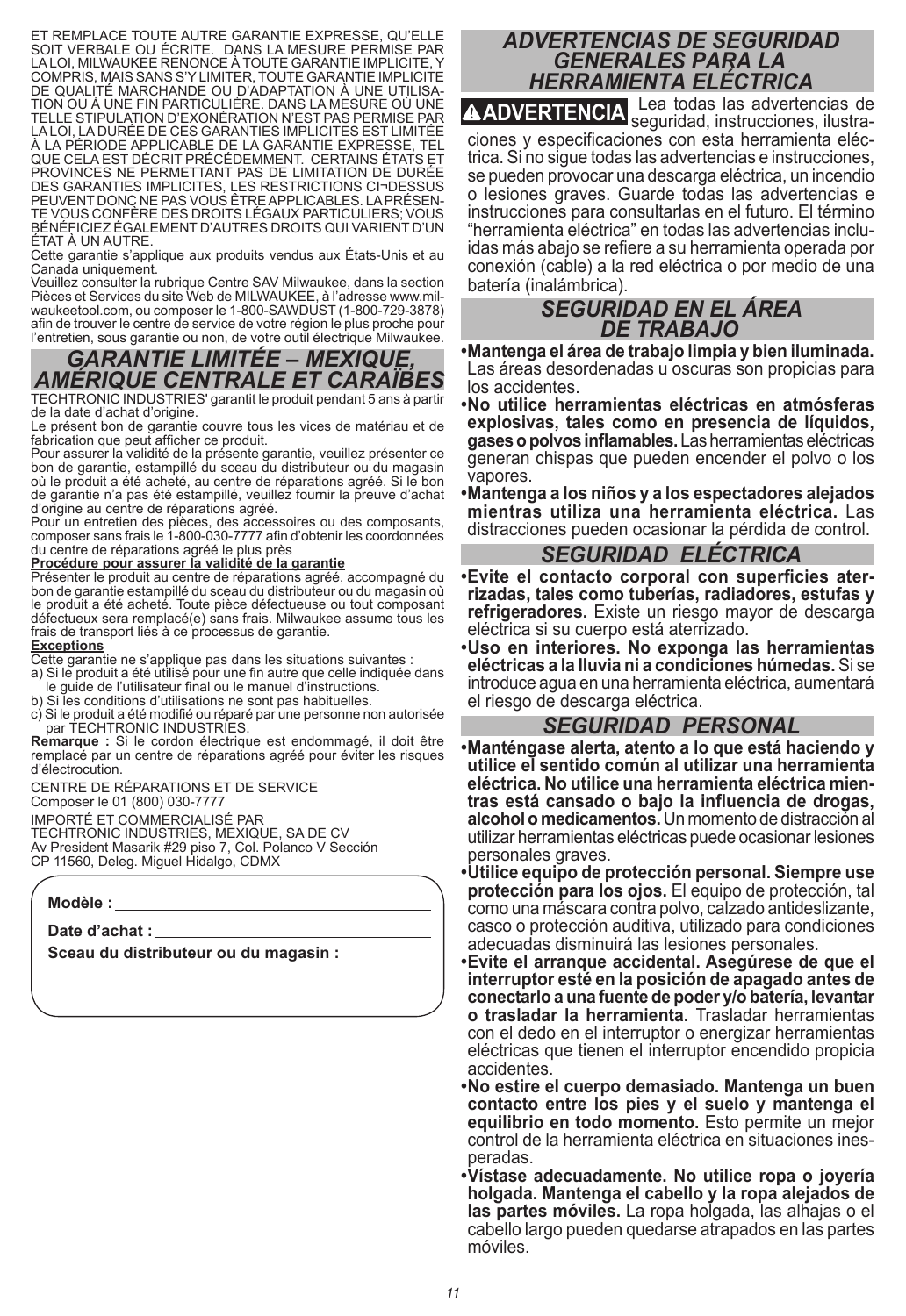ET REMPLACE TOUTE AUTRE GARANTIE EXPRESSE, QU'ELLE SOIT VERBALE OU ÉCRITE. DANS LA MESURE PERMISE PAR LA LOI, MILWAUKEE RENONCE À TOUTE GARANTIE IMPLICITE, Y COMPRIS, MAIS SANS S'Y LIMITER, TOUTE GARANTIE IMPLICITE DE QUALITÉ MARCHANDE OU D'ADAPTATION À UNE UTILISATION OU À UNE FIN PARTICULIÈRE. DANS LA MESURE OÙ UNE TELLE STIPULATION D'EXONÉRATION N'EST PAS PERMISE PAR LA LOI, LA DURÉE DE CES GARANTIES IMPLICITES EST LIMITÉE À LA PÉRIODE APPLICABLE DE LA GARANTIE EXPRESSE, TEL QUE CELA EST DÉCRIT PRÉCÉDEMMENT. CERTAINS ÉTATS ET PROVINCES NE PERMETTANT PAS DE LIMITATION DE DURÉE DES GARANTIES IMPLICITES, LES RESTRICTIONS CI¬DESSUS PEUVENT DONC NE PAS VOUS ÊTRE APPLICABLES. LA PRÉSENTE VOUS CONFÈRE DES DROITS LÉGAUX PARTICULIERS; VOUS BÉNÉFICIEZ ÉGALEMENT D'AUTRES DROITS QUI VARIENT D'UN ÉTAT À UN AUTRE.

Cette garantie s'applique aux produits vendus aux États-Unis et au Canada uniquement.

Veuillez consulter la rubrique Centre SAV Milwaukee, dans la section Pièces et Services du site Web de MILWAUKEE, à l'adresse www.milwaukeetool.com, ou composer le 1-800-SAWDUST (1-800-729-3878) afin de trouver le centre de service de votre région le plus proche pour l'entretien, sous garantie ou non, de votre outil électrique Milwaukee.

## GARANTIE LIMITÉE – MEXIQUE, AMÉRIQUE CENTRALE ET CARAÏBES

TECHTRONIC INDUSTRIES' garantit le produit pendant 5 ans à partir de la date d'achat d'origine.

Le présent bon de garantie couvre tous les vices de matériau et de fabrication que peut afficher ce produit.

Pour assurer la validité de la présente garantie, veuillez présenter ce bon de garantie, estampillé du sceau du distributeur ou du magasin où le produit a été acheté, au centre de réparations agréé. Si le bon de garantie n'a pas été estampillé, veuillez fournir la preuve d'achat d'origine au centre de réparations agréé.

Pour un entretien des pièces, des accessoires ou des composants, composer sans frais le 1-800-030-7777 afin d'obtenir les coordonnées du centre de réparations agréé le plus près

**Procédure pour assurer la validité de la garantie**

Présenter le produit au centre de réparations agréé, accompagné du bon de garantie estampillé du sceau du distributeur ou du magasin où le produit a été acheté. Toute pièce défectueuse ou tout composant défectueux sera remplacé(e) sans frais. Milwaukee assume tous les frais de transport liés à ce processus de garantie.

**Exceptions**

Cette garantie ne s'applique pas dans les situations suivantes :

a) Si le produit a été utilisé pour une fin autre que celle indiquée dans le guide de l'utilisateur final ou le manuel d'instructions.

b) Si les conditions d'utilisations ne sont pas habituelles.

c) Si le produit a été modifié ou réparé par une personne non autorisée par TECHTRONIC INDUSTRIES.

**Remarque :** Si le cordon électrique est endommagé, il doit être remplacé par un centre de réparations agréé pour éviter les risques d'électrocution.

CENTRE DE RÉPARATIONS ET DE SERVICE
Composer le 01 (800) 030-7777

IMPORTÉ ET COMMERCIALISÉ PAR
TECHTRONIC INDUSTRIES, MEXIQUE, SA DE CV
Av President Masarik #29 piso 7, Col. Polanco V Sección
CP 11560, Deleg. Miguel Hidalgo, CDMX

**Modèle :** ______________________

**Date d'achat :** ______________________

**Sceau du distributeur ou du magasin :**

## ADVERTENCIAS DE SEGURIDAD GENERALES PARA LA HERRAMIENTA ELÉCTRICA

**⚠ADVERTENCIA** Lea todas las advertencias de seguridad, instrucciones, ilustraciones y especificaciones con esta herramienta eléctrica. Si no sigue todas las advertencias e instrucciones, se pueden provocar una descarga eléctrica, un incendio o lesiones graves. Guarde todas las advertencias e instrucciones para consultarlas en el futuro. El término "herramienta eléctrica" en todas las advertencias incluidas más abajo se refiere a su herramienta operada por conexión (cable) a la red eléctrica o por medio de una batería (inalámbrica).

## SEGURIDAD EN EL ÁREA DE TRABAJO

- **Mantenga el área de trabajo limpia y bien iluminada.** Las áreas desordenadas u oscuras son propicias para los accidentes.
- **No utilice herramientas eléctricas en atmósferas explosivas, tales como en presencia de líquidos, gases o polvos inflamables.** Las herramientas eléctricas generan chispas que pueden encender el polvo o los vapores.
- **Mantenga a los niños y a los espectadores alejados mientras utiliza una herramienta eléctrica.** Las distracciones pueden ocasionar la pérdida de control.

## SEGURIDAD ELÉCTRICA

- **Evite el contacto corporal con superficies aterrizadas, tales como tuberías, radiadores, estufas y refrigeradores.** Existe un riesgo mayor de descarga eléctrica si su cuerpo está aterrizado.
- **Uso en interiores. No exponga las herramientas eléctricas a la lluvia ni a condiciones húmedas.** Si se introduce agua en una herramienta eléctrica, aumentará el riesgo de descarga eléctrica.

## SEGURIDAD PERSONAL

- **Manténgase alerta, atento a lo que está haciendo y utilice el sentido común al utilizar una herramienta eléctrica. No utilice una herramienta eléctrica mientras está cansado o bajo la influencia de drogas, alcohol o medicamentos.** Un momento de distracción al utilizar herramientas eléctricas puede ocasionar lesiones personales graves.
- **Utilice equipo de protección personal. Siempre use protección para los ojos.** El equipo de protección, tal como una máscara contra polvo, calzado antideslizante, casco o protección auditiva, utilizado para condiciones adecuadas disminuirá las lesiones personales.
- **Evite el arranque accidental. Asegúrese de que el interruptor esté en la posición de apagado antes de conectarlo a una fuente de poder y/o batería, levantar o trasladar la herramienta.** Trasladar herramientas con el dedo en el interruptor o energizar herramientas eléctricas que tienen el interruptor encendido propicia accidentes.
- **No estire el cuerpo demasiado. Mantenga un buen contacto entre los pies y el suelo y mantenga el equilibrio en todo momento.** Esto permite un mejor control de la herramienta eléctrica en situaciones inesperadas.
- **Vístase adecuadamente. No utilice ropa o joyería holgada. Mantenga el cabello y la ropa alejados de las partes móviles.** La ropa holgada, las alhajas o el cabello largo pueden quedarse atrapados en las partes móviles.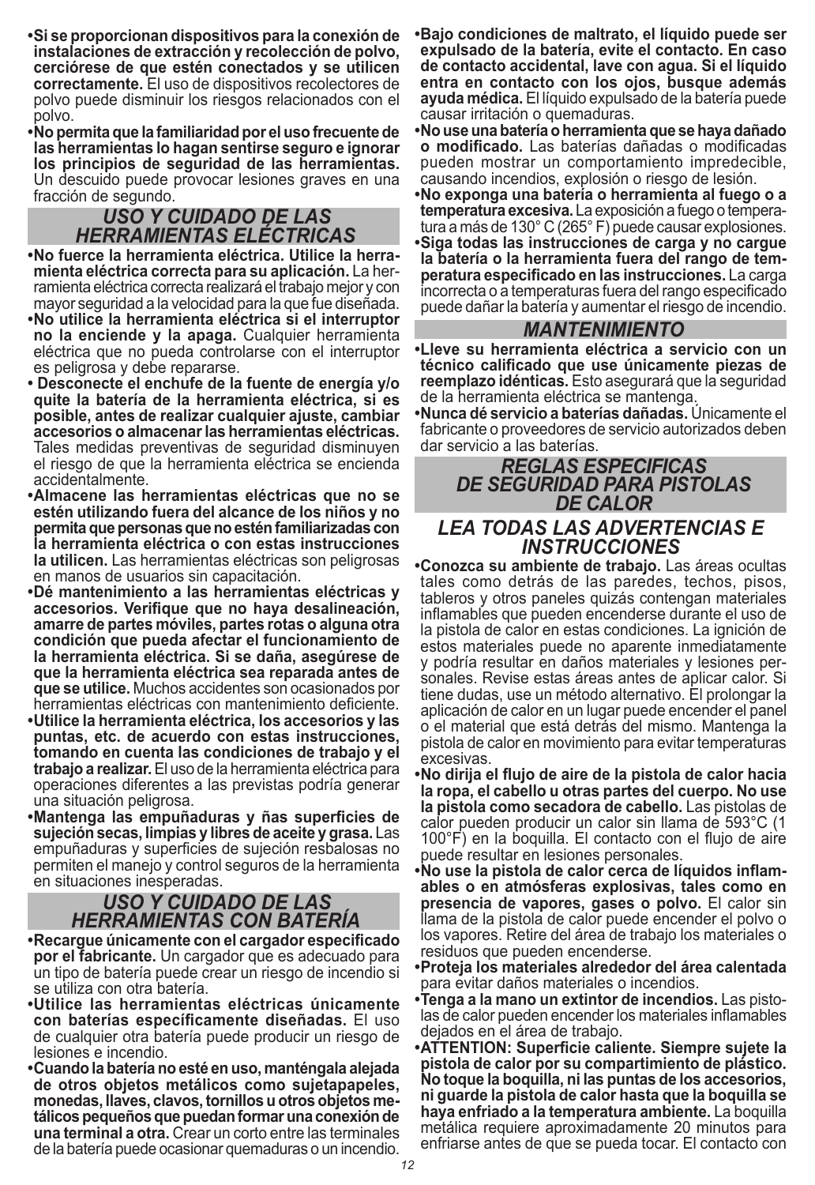- **Si se proporcionan dispositivos para la conexión de instalaciones de extracción y recolección de polvo, cerciórese de que estén conectados y se utilicen correctamente.** El uso de dispositivos recolectores de polvo puede disminuir los riesgos relacionados con el polvo.
- **No permita que la familiaridad por el uso frecuente de las herramientas lo hagan sentirse seguro e ignorar los principios de seguridad de las herramientas.** Un descuido puede provocar lesiones graves en una fracción de segundo.

## *USO Y CUIDADO DE LAS HERRAMIENTAS ELÉCTRICAS*

- **No fuerce la herramienta eléctrica. Utilice la herramienta eléctrica correcta para su aplicación.** La herramienta eléctrica correcta realizará el trabajo mejor y con mayor seguridad a la velocidad para la que fue diseñada.
- **No utilice la herramienta eléctrica si el interruptor no la enciende y la apaga.** Cualquier herramienta eléctrica que no pueda controlarse con el interruptor es peligrosa y debe repararse.
- **Desconecte el enchufe de la fuente de energía y/o quite la batería de la herramienta eléctrica, si es posible, antes de realizar cualquier ajuste, cambiar accesorios o almacenar las herramientas eléctricas.** Tales medidas preventivas de seguridad disminuyen el riesgo de que la herramienta eléctrica se encienda accidentalmente.
- **Almacene las herramientas eléctricas que no se estén utilizando fuera del alcance de los niños y no permita que personas que no estén familiarizadas con la herramienta eléctrica o con estas instrucciones la utilicen.** Las herramientas eléctricas son peligrosas en manos de usuarios sin capacitación.
- **Dé mantenimiento a las herramientas eléctricas y accesorios. Verifique que no haya desalineación, amarre de partes móviles, partes rotas o alguna otra condición que pueda afectar el funcionamiento de la herramienta eléctrica. Si se daña, asegúrese de que la herramienta eléctrica sea reparada antes de que se utilice.** Muchos accidentes son ocasionados por herramientas eléctricas con mantenimiento deficiente.
- **Utilice la herramienta eléctrica, los accesorios y las puntas, etc. de acuerdo con estas instrucciones, tomando en cuenta las condiciones de trabajo y el trabajo a realizar.** El uso de la herramienta eléctrica para operaciones diferentes a las previstas podría generar una situación peligrosa.
- **Mantenga las empuñaduras y ñas superficies de sujeción secas, limpias y libres de aceite y grasa.** Las empuñaduras y superficies de sujeción resbalosas no permiten el manejo y control seguros de la herramienta en situaciones inesperadas.

## *USO Y CUIDADO DE LAS HERRAMIENTAS CON BATERÍA*

- **Recargue únicamente con el cargador especificado por el fabricante.** Un cargador que es adecuado para un tipo de batería puede crear un riesgo de incendio si se utiliza con otra batería.
- **Utilice las herramientas eléctricas únicamente con baterías específicamente diseñadas.** El uso de cualquier otra batería puede producir un riesgo de lesiones e incendio.
- **Cuando la batería no esté en uso, manténgala alejada de otros objetos metálicos como sujetapapeles, monedas, llaves, clavos, tornillos u otros objetos metálicos pequeños que puedan formar una conexión de una terminal a otra.** Crear un corto entre las terminales de la batería puede ocasionar quemaduras o un incendio.
- **Bajo condiciones de maltrato, el líquido puede ser expulsado de la batería, evite el contacto. En caso de contacto accidental, lave con agua. Si el líquido entra en contacto con los ojos, busque además ayuda médica.** El líquido expulsado de la batería puede causar irritación o quemaduras.
- **No use una batería o herramienta que se haya dañado o modificado.** Las baterías dañadas o modificadas pueden mostrar un comportamiento impredecible, causando incendios, explosión o riesgo de lesión.
- **No exponga una batería o herramienta al fuego o a temperatura excesiva.** La exposición a fuego o temperatura a más de 130° C (265° F) puede causar explosiones.
- **Siga todas las instrucciones de carga y no cargue la batería o la herramienta fuera del rango de temperatura especificado en las instrucciones.** La carga incorrecta o a temperaturas fuera del rango especificado puede dañar la batería y aumentar el riesgo de incendio.

## *MANTENIMIENTO*

- **Lleve su herramienta eléctrica a servicio con un técnico calificado que use únicamente piezas de reemplazo idénticas.** Esto asegurará que la seguridad de la herramienta eléctrica se mantenga.
- **Nunca dé servicio a baterías dañadas.** Únicamente el fabricante o proveedores de servicio autorizados deben dar servicio a las baterías.

## *REGLAS ESPECIFICAS DE SEGURIDAD PARA PISTOLAS DE CALOR*

## *LEA TODAS LAS ADVERTENCIAS E INSTRUCCIONES*

- **Conozca su ambiente de trabajo.** Las áreas ocultas tales como detrás de las paredes, techos, pisos, tableros y otros paneles quizás contengan materiales inflamables que pueden encenderse durante el uso de la pistola de calor en estas condiciones. La ignición de estos materiales puede no aparente inmediatamente y podría resultar en daños materiales y lesiones personales. Revise estas áreas antes de aplicar calor. Si tiene dudas, use un método alternativo. El prolongar la aplicación de calor en un lugar puede encender el panel o el material que está detrás del mismo. Mantenga la pistola de calor en movimiento para evitar temperaturas excesivas.
- **No dirija el flujo de aire de la pistola de calor hacia la ropa, el cabello u otras partes del cuerpo. No use la pistola como secadora de cabello.** Las pistolas de calor pueden producir un calor sin llama de 593°C (1 100°F) en la boquilla. El contacto con el flujo de aire puede resultar en lesiones personales.
- **No use la pistola de calor cerca de líquidos inflamables o en atmósferas explosivas, tales como en presencia de vapores, gases o polvo.** El calor sin llama de la pistola de calor puede encender el polvo o los vapores. Retire del área de trabajo los materiales o residuos que pueden encenderse.
- **Proteja los materiales alrededor del área calentada** para evitar daños materiales o incendios.
- **Tenga a la mano un extintor de incendios.** Las pistolas de calor pueden encender los materiales inflamables dejados en el área de trabajo.
- **ATTENTION: Superficie caliente. Siempre sujete la pistola de calor por su compartimiento de plástico. No toque la boquilla, ni las puntas de los accesorios, ni guarde la pistola de calor hasta que la boquilla se haya enfriado a la temperatura ambiente.** La boquilla metálica requiere aproximadamente 20 minutos para enfriarse antes de que se pueda tocar. El contacto con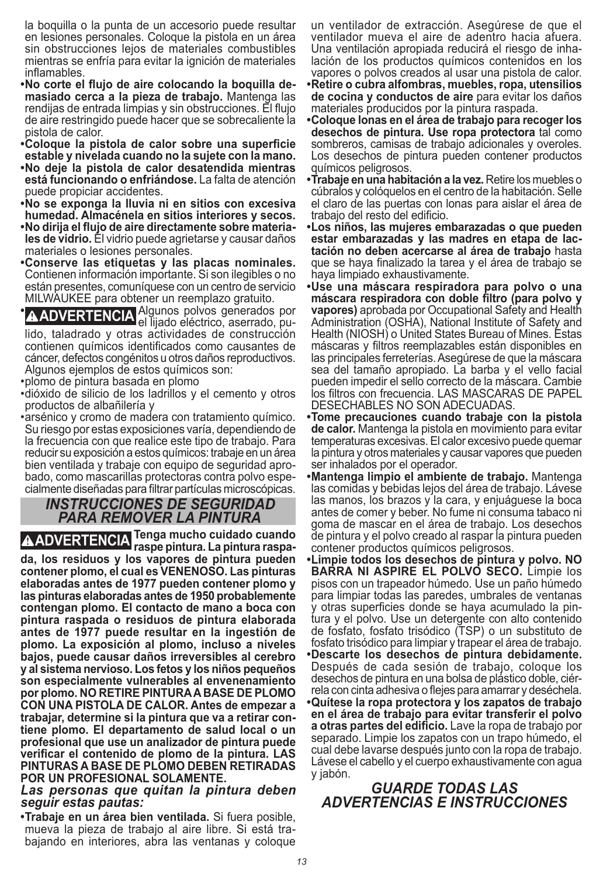la boquilla o la punta de un accesorio puede resultar en lesiones personales. Coloque la pistola en un área sin obstrucciones lejos de materiales combustibles mientras se enfría para evitar la ignición de materiales inflamables.

- **No corte el flujo de aire colocando la boquilla demasiado cerca a la pieza de trabajo.** Mantenga las rendijas de entrada limpias y sin obstrucciones. El flujo de aire restringido puede hacer que se sobrecaliente la pistola de calor.
- **Coloque la pistola de calor sobre una superficie estable y nivelada cuando no la sujete con la mano.**
- **No deje la pistola de calor desatendida mientras está funcionando o enfriándose.** La falta de atención puede propiciar accidentes.
- **No se exponga la lluvia ni en sitios con excesiva humedad. Almacénela en sitios interiores y secos.**
- **No dirija el flujo de aire directamente sobre materiales de vidrio.** El vidrio puede agrietarse y causar daños materiales o lesiones personales.
- **Conserve las etiquetas y las placas nominales.** Contienen información importante. Si son ilegibles o no están presentes, comuníquese con un centro de servicio MILWAUKEE para obtener un reemplazo gratuito.
- **⚠ADVERTENCIA** Algunos polvos generados por el lijado eléctrico, aserrado, pulido, taladrado y otras actividades de construcción contienen químicos identificados como causantes de cáncer, defectos congénitos u otros daños reproductivos. Algunos ejemplos de estos químicos son:
- plomo de pintura basada en plomo
- dióxido de silicio de los ladrillos y el cemento y otros productos de albañilería y
- arsénico y cromo de madera con tratamiento químico. Su riesgo por estas exposiciones varía, dependiendo de la frecuencia con que realice este tipo de trabajo. Para reducir su exposición a estos químicos: trabaje en un área bien ventilada y trabaje con equipo de seguridad aprobado, como mascarillas protectoras contra polvo especialmente diseñadas para filtrar partículas microscópicas.

## *INSTRUCCIONES DE SEGURIDAD PARA REMOVER LA PINTURA*

**⚠ADVERTENCIA Tenga mucho cuidado cuando raspe pintura. La pintura raspada, los residuos y los vapores de pintura pueden contener plomo, el cual es VENENOSO. Las pinturas elaboradas antes de 1977 pueden contener plomo y las pinturas elaboradas antes de 1950 probablemente contengan plomo. El contacto de mano a boca con pintura raspada o residuos de pintura elaborada antes de 1977 puede resultar en la ingestión de plomo. La exposición al plomo, incluso a niveles bajos, puede causar daños irreversibles al cerebro y al sistema nervioso. Los fetos y los niños pequeños son especialmente vulnerables al envenenamiento por plomo. NO RETIRE PINTURA A BASE DE PLOMO CON UNA PISTOLA DE CALOR. Antes de empezar a trabajar, determine si la pintura que va a retirar contiene plomo. El departamento de salud local o un profesional que use un analizador de pintura puede verificar el contenido de plomo de la pintura. LAS PINTURAS A BASE DE PLOMO DEBEN RETIRADAS POR UN PROFESIONAL SOLAMENTE.**

***Las personas que quitan la pintura deben seguir estas pautas:***

- **Trabaje en un área bien ventilada.** Si fuera posible, mueva la pieza de trabajo al aire libre. Si está trabajando en interiores, abra las ventanas y coloque un ventilador de extracción. Asegúrese de que el ventilador mueva el aire de adentro hacia afuera. Una ventilación apropiada reducirá el riesgo de inhalación de los productos químicos contenidos en los vapores o polvos creados al usar una pistola de calor.
- **Retire o cubra alfombras, muebles, ropa, utensilios de cocina y conductos de aire** para evitar los daños materiales producidos por la pintura raspada.
- **Coloque lonas en el área de trabajo para recoger los desechos de pintura. Use ropa protectora** tal como sombreros, camisas de trabajo adicionales y overoles. Los desechos de pintura pueden contener productos químicos peligrosos.
- **Trabaje en una habitación a la vez.** Retire los muebles o cúbralos y colóquelos en el centro de la habitación. Selle el claro de las puertas con lonas para aislar el área de trabajo del resto del edificio.
- **Los niños, las mujeres embarazadas o que pueden estar embarazadas y las madres en etapa de lactación no deben acercarse al área de trabajo** hasta que se haya finalizado la tarea y el área de trabajo se haya limpiado exhaustivamente.
- **Use una máscara respiradora para polvo o una máscara respiradora con doble filtro (para polvo y vapores)** aprobada por Occupational Safety and Health Administration (OSHA), National Institute of Safety and Health (NIOSH) o United States Bureau of Mines. Estas máscaras y filtros reemplazables están disponibles en las principales ferreterías. Asegúrese de que la máscara sea del tamaño apropiado. La barba y el vello facial pueden impedir el sello correcto de la máscara. Cambie los filtros con frecuencia. LAS MASCARAS DE PAPEL DESECHABLES NO SON ADECUADAS.
- **Tome precauciones cuando trabaje con la pistola de calor.** Mantenga la pistola en movimiento para evitar temperaturas excesivas. El calor excesivo puede quemar la pintura y otros materiales y causar vapores que pueden ser inhalados por el operador.
- **Mantenga limpio el ambiente de trabajo.** Mantenga las comidas y bebidas lejos del área de trabajo. Lávese las manos, los brazos y la cara, y enjuáguese la boca antes de comer y beber. No fume ni consuma tabaco ni goma de mascar en el área de trabajo. Los desechos de pintura y el polvo creado al raspar la pintura pueden contener productos químicos peligrosos.
- **Limpie todos los desechos de pintura y polvo. NO BARRA NI ASPIRE EL POLVO SECO.** Limpie los pisos con un trapeador húmedo. Use un paño húmedo para limpiar todas las paredes, umbrales de ventanas y otras superficies donde se haya acumulado la pintura y el polvo. Use un detergente con alto contenido de fosfato, fosfato trisódico (TSP) o un substituto de fosfato trisódico para limpiar y trapear el área de trabajo.
- **Descarte los desechos de pintura debidamente.** Después de cada sesión de trabajo, coloque los desechos de pintura en una bolsa de plástico doble, ciérrela con cinta adhesiva o flejes para amarrar y deséchela.
- **Quítese la ropa protectora y los zapatos de trabajo en el área de trabajo para evitar transferir el polvo a otras partes del edificio.** Lave la ropa de trabajo por separado. Limpie los zapatos con un trapo húmedo, el cual debe lavarse después junto con la ropa de trabajo. Lávese el cabello y el cuerpo exhaustivamente con agua y jabón.

## *GUARDE TODAS LAS ADVERTENCIAS E INSTRUCCIONES*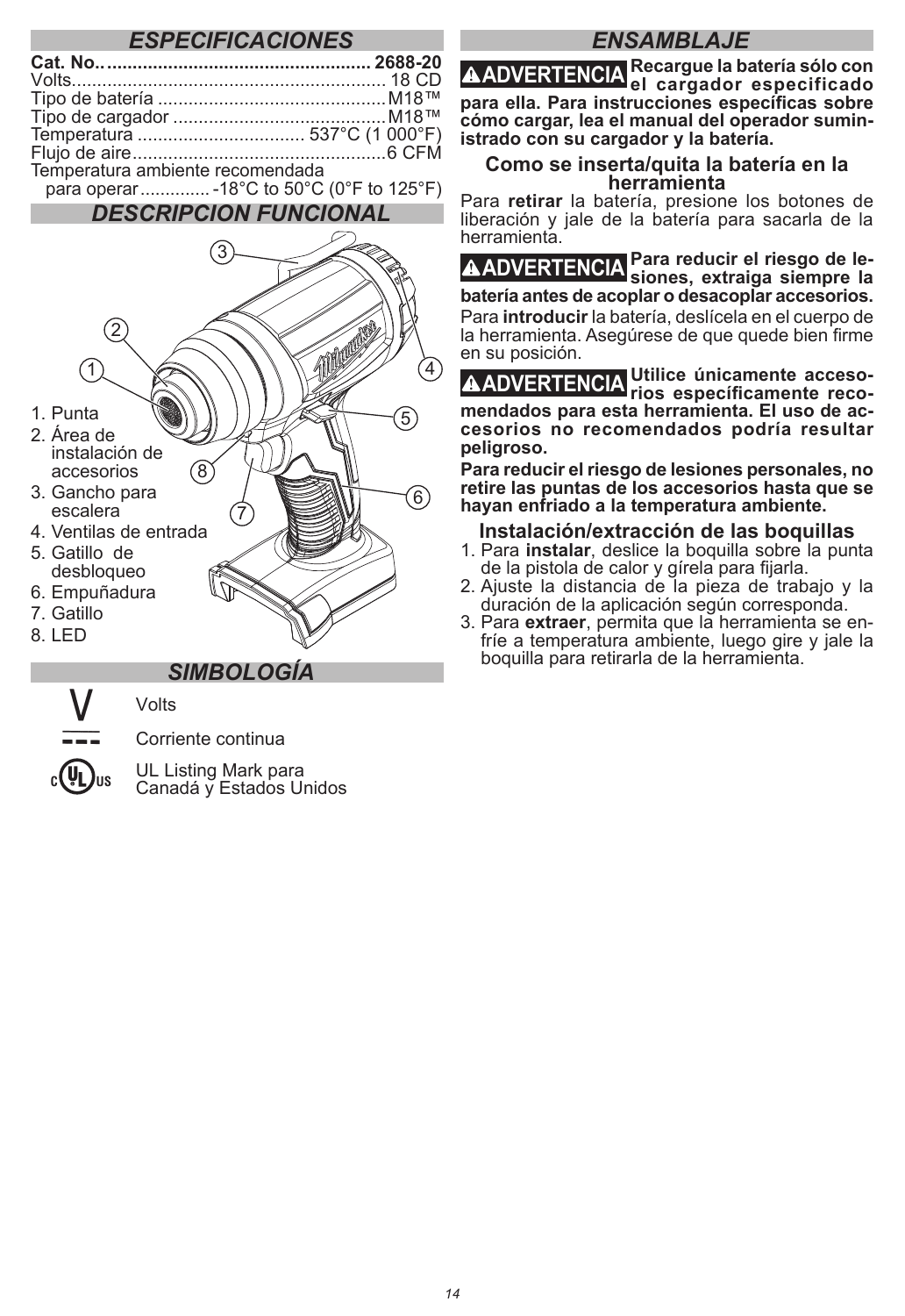## ESPECIFICACIONES

**Cat. No.** .................................................... **2688-20**
Volts.............................................................. 18 CD
Tipo de batería ............................................. M18™
Tipo de cargador .......................................... M18™
Temperatura ................................ 537°C (1 000°F)
Flujo de aire.................................................. 6 CFM
Temperatura ambiente recomendada
para operar.............. -18°C to 50°C (0°F to 125°F)

## DESCRIPCION FUNCIONAL

1. Punta
2. Área de instalación de accesorios
3. Gancho para escalera
4. Ventilas de entrada
5. Gatillo de desbloqueo
6. Empuñadura
7. Gatillo
8. LED

## SIMBOLOGÍA

V — Volts

⎓ — Corriente continua

cULus — UL Listing Mark para Canadá y Estados Unidos

## ENSAMBLAJE

**⚠ADVERTENCIA Recargue la batería sólo con el cargador especificado para ella. Para instrucciones específicas sobre cómo cargar, lea el manual del operador suministrado con su cargador y la batería.**

### Como se inserta/quita la batería en la herramienta

Para **retirar** la batería, presione los botones de liberación y jale de la batería para sacarla de la herramienta.

**⚠ADVERTENCIA Para reducir el riesgo de lesiones, extraiga siempre la batería antes de acoplar o desacoplar accesorios.**

Para **introducir** la batería, deslícela en el cuerpo de la herramienta. Asegúrese de que quede bien firme en su posición.

**⚠ADVERTENCIA Utilice únicamente accesorios específicamente recomendados para esta herramienta. El uso de accesorios no recomendados podría resultar peligroso.**

**Para reducir el riesgo de lesiones personales, no retire las puntas de los accesorios hasta que se hayan enfriado a la temperatura ambiente.**

### Instalación/extracción de las boquillas

1. Para **instalar**, deslice la boquilla sobre la punta de la pistola de calor y gírela para fijarla.
2. Ajuste la distancia de la pieza de trabajo y la duración de la aplicación según corresponda.
3. Para **extraer**, permita que la herramienta se enfríe a temperatura ambiente, luego gire y jale la boquilla para retirarla de la herramienta.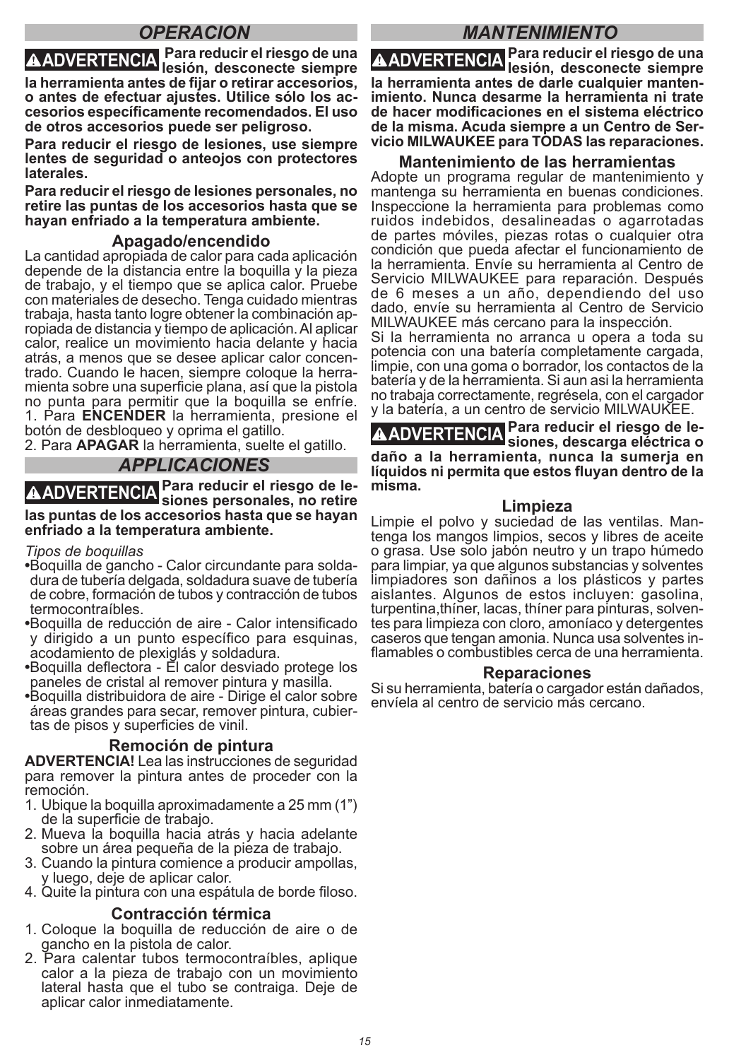## OPERACION

**⚠ADVERTENCIA Para reducir el riesgo de una lesión, desconecte siempre la herramienta antes de fijar o retirar accesorios, o antes de efectuar ajustes. Utilice sólo los accesorios específicamente recomendados. El uso de otros accesorios puede ser peligroso.**

**Para reducir el riesgo de lesiones, use siempre lentes de seguridad o anteojos con protectores laterales.**

**Para reducir el riesgo de lesiones personales, no retire las puntas de los accesorios hasta que se hayan enfriado a la temperatura ambiente.**

### Apagado/encendido

La cantidad apropiada de calor para cada aplicación depende de la distancia entre la boquilla y la pieza de trabajo, y el tiempo que se aplica calor. Pruebe con materiales de desecho. Tenga cuidado mientras trabaja, hasta tanto logre obtener la combinación apropiada de distancia y tiempo de aplicación. Al aplicar calor, realice un movimiento hacia delante y hacia atrás, a menos que se desee aplicar calor concentrado. Cuando le hacen, siempre coloque la herramienta sobre una superficie plana, así que la pistola no punta para permitir que la boquilla se enfríe.

1. Para **ENCENDER** la herramienta, presione el botón de desbloqueo y oprima el gatillo.
2. Para **APAGAR** la herramienta, suelte el gatillo.

## APPLICACIONES

**⚠ADVERTENCIA Para reducir el riesgo de lesiones personales, no retire las puntas de los accesorios hasta que se hayan enfriado a la temperatura ambiente.**

*Tipos de boquillas*

- Boquilla de gancho - Calor circundante para soldadura de tubería delgada, soldadura suave de tubería de cobre, formación de tubos y contracción de tubos termocontraíbles.
- Boquilla de reducción de aire - Calor intensificado y dirigido a un punto específico para esquinas, acodamiento de plexiglás y soldadura.
- Boquilla deflectora - El calor desviado protege los paneles de cristal al remover pintura y masilla.
- Boquilla distribuidora de aire - Dirige el calor sobre áreas grandes para secar, remover pintura, cubiertas de pisos y superficies de vinil.

### Remoción de pintura

**ADVERTENCIA!** Lea las instrucciones de seguridad para remover la pintura antes de proceder con la remoción.

1. Ubique la boquilla aproximadamente a 25 mm (1") de la superficie de trabajo.
2. Mueva la boquilla hacia atrás y hacia adelante sobre un área pequeña de la pieza de trabajo.
3. Cuando la pintura comience a producir ampollas, y luego, deje de aplicar calor.
4. Quite la pintura con una espátula de borde filoso.

### Contracción térmica

1. Coloque la boquilla de reducción de aire o de gancho en la pistola de calor.
2. Para calentar tubos termocontraíbles, aplique calor a la pieza de trabajo con un movimiento lateral hasta que el tubo se contraiga. Deje de aplicar calor inmediatamente.

## MANTENIMIENTO

**⚠ADVERTENCIA Para reducir el riesgo de una lesión, desconecte siempre la herramienta antes de darle cualquier mantenimiento. Nunca desarme la herramienta ni trate de hacer modificaciones en el sistema eléctrico de la misma. Acuda siempre a un Centro de Servicio MILWAUKEE para TODAS las reparaciones.**

### Mantenimiento de las herramientas

Adopte un programa regular de mantenimiento y mantenga su herramienta en buenas condiciones. Inspeccione la herramienta para problemas como ruidos indebidos, desalineadas o agarrotadas de partes móviles, piezas rotas o cualquier otra condición que pueda afectar el funcionamiento de la herramienta. Envíe su herramienta al Centro de Servicio MILWAUKEE para reparación. Después de 6 meses a un año, dependiendo del uso dado, envíe su herramienta al Centro de Servicio MILWAUKEE más cercano para la inspección.

Si la herramienta no arranca u opera a toda su potencia con una batería completamente cargada, limpie, con una goma o borrador, los contactos de la batería y de la herramienta. Si aun asi la herramienta no trabaja correctamente, regrésela, con el cargador y la batería, a un centro de servicio MILWAUKEE.

**⚠ADVERTENCIA Para reducir el riesgo de lesiones, descarga eléctrica o daño a la herramienta, nunca la sumerja en líquidos ni permita que estos fluyan dentro de la misma.**

### Limpieza

Limpie el polvo y suciedad de las ventilas. Mantenga los mangos limpios, secos y libres de aceite o grasa. Use solo jabón neutro y un trapo húmedo para limpiar, ya que algunos substancias y solventes limpiadores son dañinos a los plásticos y partes aislantes. Algunos de estos incluyen: gasolina, turpentina,thíner, lacas, thíner para pinturas, solventes para limpieza con cloro, amoníaco y detergentes caseros que tengan amonia. Nunca usa solventes inflamables o combustibles cerca de una herramienta.

### Reparaciones

Si su herramienta, batería o cargador están dañados, envíela al centro de servicio más cercano.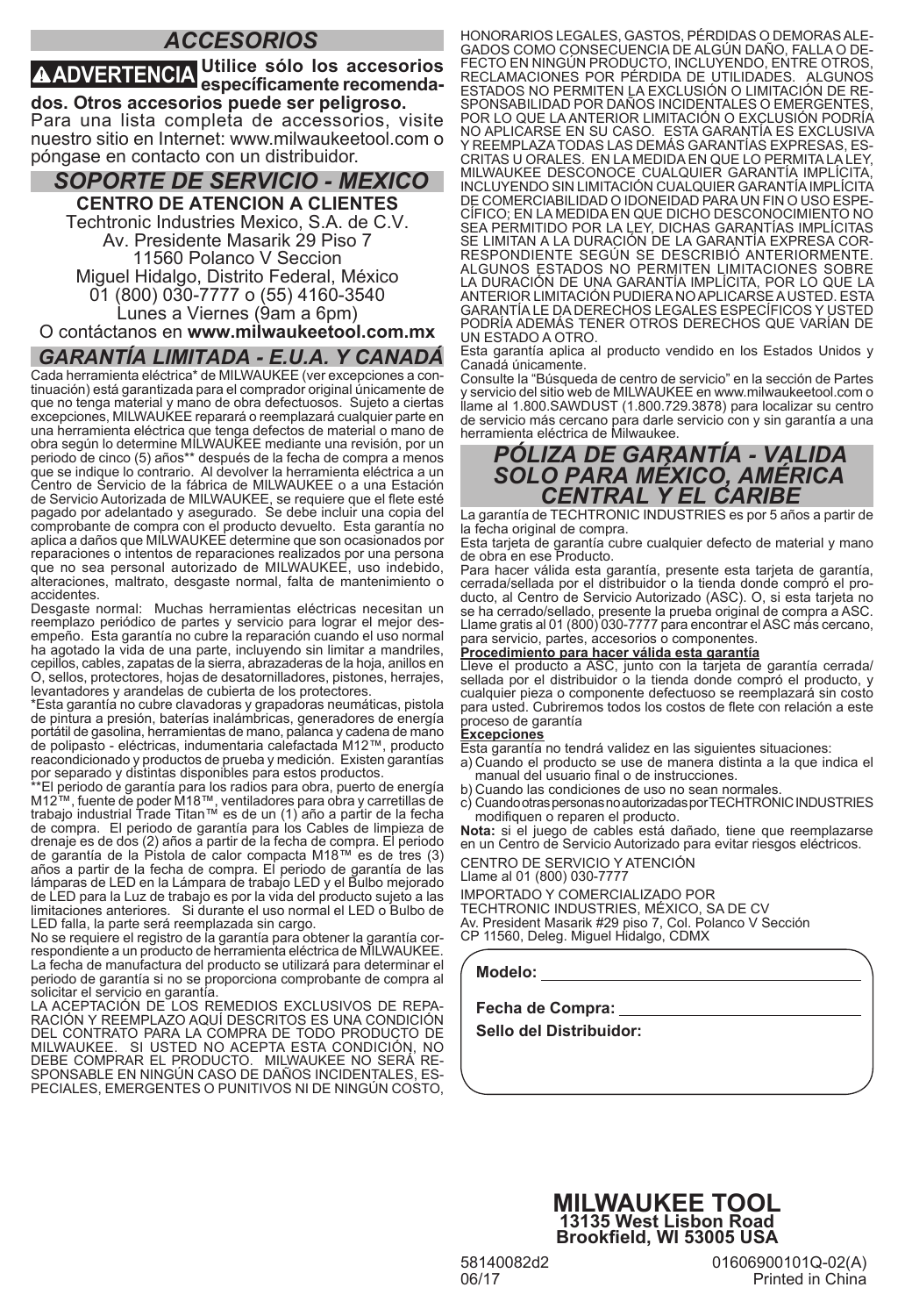## ACCESORIOS

**⚠ADVERTENCIA Utilice sólo los accesorios específicamente recomendados. Otros accesorios puede ser peligroso.**

Para una lista completa de accessorios, visite nuestro sitio en Internet: www.milwaukeetool.com o póngase en contacto con un distribuidor.

## SOPORTE DE SERVICIO - MEXICO

**CENTRO DE ATENCION A CLIENTES**

Techtronic Industries Mexico, S.A. de C.V.
Av. Presidente Masarik 29 Piso 7
11560 Polanco V Seccion
Miguel Hidalgo, Distrito Federal, México
01 (800) 030-7777 o (55) 4160-3540
Lunes a Viernes (9am a 6pm)
O contáctanos en **www.milwaukeetool.com.mx**

## GARANTÍA LIMITADA - E.U.A. Y CANADÁ

Cada herramienta eléctrica* de MILWAUKEE (ver excepciones a continuación) está garantizada para el comprador original únicamente de que no tenga material y mano de obra defectuosos. Sujeto a ciertas excepciones, MILWAUKEE reparará o reemplazará cualquier parte en una herramienta eléctrica que tenga defectos de material o mano de obra según lo determine MILWAUKEE mediante una revisión, por un periodo de cinco (5) años** después de la fecha de compra a menos que se indique lo contrario. Al devolver la herramienta eléctrica a un Centro de Servicio de la fábrica de MILWAUKEE o a una Estación de Servicio Autorizada de MILWAUKEE, se requiere que el flete esté pagado por adelantado y asegurado. Se debe incluir una copia del comprobante de compra con el producto devuelto. Esta garantía no aplica a daños que MILWAUKEE determine que son ocasionados por reparaciones o intentos de reparaciones realizados por una persona que no sea personal autorizado de MILWAUKEE, uso indebido, alteraciones, maltrato, desgaste normal, falta de mantenimiento o accidentes.

Desgaste normal: Muchas herramientas eléctricas necesitan un reemplazo periódico de partes y servicio para lograr el mejor desempeño. Esta garantía no cubre la reparación cuando el uso normal ha agotado la vida de una parte, incluyendo sin limitar a mandriles, cepillos, cables, zapatas de la sierra, abrazaderas de la hoja, anillos en O, sellos, protectores, hojas de desatornilladores, pistones, herrajes, levantadores y arandelas de cubierta de los protectores.

*Esta garantía no cubre clavadoras y grapadoras neumáticas, pistola de pintura a presión, baterías inalámbricas, generadores de energía portátil de gasolina, herramientas de mano, palanca y cadena de mano de polipasto - eléctricas, indumentaria calefactada M12™, producto reacondicionado y productos de prueba y medición. Existen garantías por separado y distintas disponibles para estos productos.

**El periodo de garantía para los radios para obra, puerto de energía M12™, fuente de poder M18™, ventiladores para obra y carretillas de trabajo industrial Trade Titan™ es de un (1) año a partir de la fecha de compra. El periodo de garantía para los Cables de limpieza de drenaje es de dos (2) años a partir de la fecha de compra. El periodo de garantía de la Pistola de calor compacta M18™ es de tres (3) años a partir de la fecha de compra. El periodo de garantía de las lámparas de LED en la Lámpara de trabajo LED y el Bulbo mejorado de LED para la Luz de trabajo es por la vida del producto sujeto a las limitaciones anteriores. Si durante el uso normal el LED o Bulbo de LED falla, la parte será reemplazada sin cargo.

No se requiere el registro de la garantía para obtener la garantía correspondiente a un producto de herramienta eléctrica de MILWAUKEE. La fecha de manufactura del producto se utilizará para determinar el periodo de garantía si no se proporciona comprobante de compra al solicitar el servicio en garantía.

LA ACEPTACIÓN DE LOS REMEDIOS EXCLUSIVOS DE REPARACIÓN Y REEMPLAZO AQUÍ DESCRITOS ES UNA CONDICIÓN DEL CONTRATO PARA LA COMPRA DE TODO PRODUCTO DE MILWAUKEE. SI USTED NO ACEPTA ESTA CONDICIÓN, NO DEBE COMPRAR EL PRODUCTO. MILWAUKEE NO SERÁ RESPONSABLE EN NINGÚN CASO DE DAÑOS INCIDENTALES, ESPECIALES, EMERGENTES O PUNITIVOS NI DE NINGÚN COSTO, HONORARIOS LEGALES, GASTOS, PÉRDIDAS O DEMORAS ALEGADOS COMO CONSECUENCIA DE ALGÚN DAÑO, FALLA O DEFECTO EN NINGÚN PRODUCTO, INCLUYENDO, ENTRE OTROS, RECLAMACIONES POR PÉRDIDA DE UTILIDADES. ALGUNOS ESTADOS NO PERMITEN LA EXCLUSIÓN O LIMITACIÓN DE RESPONSABILIDAD POR DAÑOS INCIDENTALES O EMERGENTES, POR LO QUE LA ANTERIOR LIMITACIÓN O EXCLUSIÓN PODRÍA NO APLICARSE EN SU CASO. ESTA GARANTÍA ES EXCLUSIVA Y REEMPLAZA TODAS LAS DEMÁS GARANTÍAS EXPRESAS, ESCRITAS U ORALES. EN LA MEDIDA EN QUE LO PERMITA LA LEY, MILWAUKEE DESCONOCE CUALQUIER GARANTÍA IMPLÍCITA, INCLUYENDO SIN LIMITACIÓN CUALQUIER GARANTÍA IMPLÍCITA DE COMERCIABILIDAD O IDONEIDAD PARA UN FIN O USO ESPECÍFICO; EN LA MEDIDA EN QUE DICHO DESCONOCIMIENTO NO SEA PERMITIDO POR LA LEY, DICHAS GARANTÍAS IMPLÍCITAS SE LIMITAN A LA DURACIÓN DE LA GARANTÍA EXPRESA CORRESPONDIENTE SEGÚN SE DESCRIBIÓ ANTERIORMENTE. ALGUNOS ESTADOS NO PERMITEN LIMITACIONES SOBRE LA DURACIÓN DE UNA GARANTÍA IMPLÍCITA, POR LO QUE LA ANTERIOR LIMITACIÓN PUDIERA NO APLICARSE A USTED. ESTA GARANTÍA LE DA DERECHOS LEGALES ESPECÍFICOS Y USTED PODRÍA ADEMÁS TENER OTROS DERECHOS QUE VARÍAN DE UN ESTADO A OTRO.

Esta garantía aplica al producto vendido en los Estados Unidos y Canadá únicamente.

Consulte la "Búsqueda de centro de servicio" en la sección de Partes y servicio del sitio web de MILWAUKEE en www.milwaukeetool.com o llame al 1.800.SAWDUST (1.800.729.3878) para localizar su centro de servicio más cercano para darle servicio con y sin garantía a una herramienta eléctrica de Milwaukee.

## PÓLIZA DE GARANTÍA - VALIDA SOLO PARA MÉXICO, AMÉRICA CENTRAL Y EL CARIBE

La garantía de TECHTRONIC INDUSTRIES es por 5 años a partir de la fecha original de compra.

Esta tarjeta de garantía cubre cualquier defecto de material y mano de obra en ese Producto.

Para hacer válida esta garantía, presente esta tarjeta de garantía, cerrada/sellada por el distribuidor o la tienda donde compró el producto, al Centro de Servicio Autorizado (ASC). O, si esta tarjeta no se ha cerrado/sellado, presente la prueba original de compra a ASC. Llame gratis al 01 (800) 030-7777 para encontrar el ASC más cercano, para servicio, partes, accesorios o componentes.

**Procedimiento para hacer válida esta garantía**

Lleve el producto a ASC, junto con la tarjeta de garantía cerrada/sellada por el distribuidor o la tienda donde compró el producto, y cualquier pieza o componente defectuoso se reemplazará sin costo para usted. Cubriremos todos los costos de flete con relación a este proceso de garantía

**Excepciones**

Esta garantía no tendrá validez en las siguientes situaciones:

a) Cuando el producto se use de manera distinta a la que indica el manual del usuario final o de instrucciones.
b) Cuando las condiciones de uso no sean normales.
c) Cuando otras personas no autorizadas por TECHTRONIC INDUSTRIES modifiquen o reparen el producto.

**Nota:** si el juego de cables está dañado, tiene que reemplazarse en un Centro de Servicio Autorizado para evitar riesgos eléctricos.

CENTRO DE SERVICIO Y ATENCIÓN
Llame al 01 (800) 030-7777

IMPORTADO Y COMERCIALIZADO POR
TECHTRONIC INDUSTRIES, MÉXICO, SA DE CV
Av. President Masarik #29 piso 7, Col. Polanco V Sección
CP 11560, Deleg. Miguel Hidalgo, CDMX

**Modelo:** ______________________

**Fecha de Compra:** ______________________

**Sello del Distribuidor:**

**MILWAUKEE TOOL**
**13135 West Lisbon Road**
**Brookfield, WI 53005 USA**

58140082d2
06/17

01606900101Q-02(A)
Printed in China